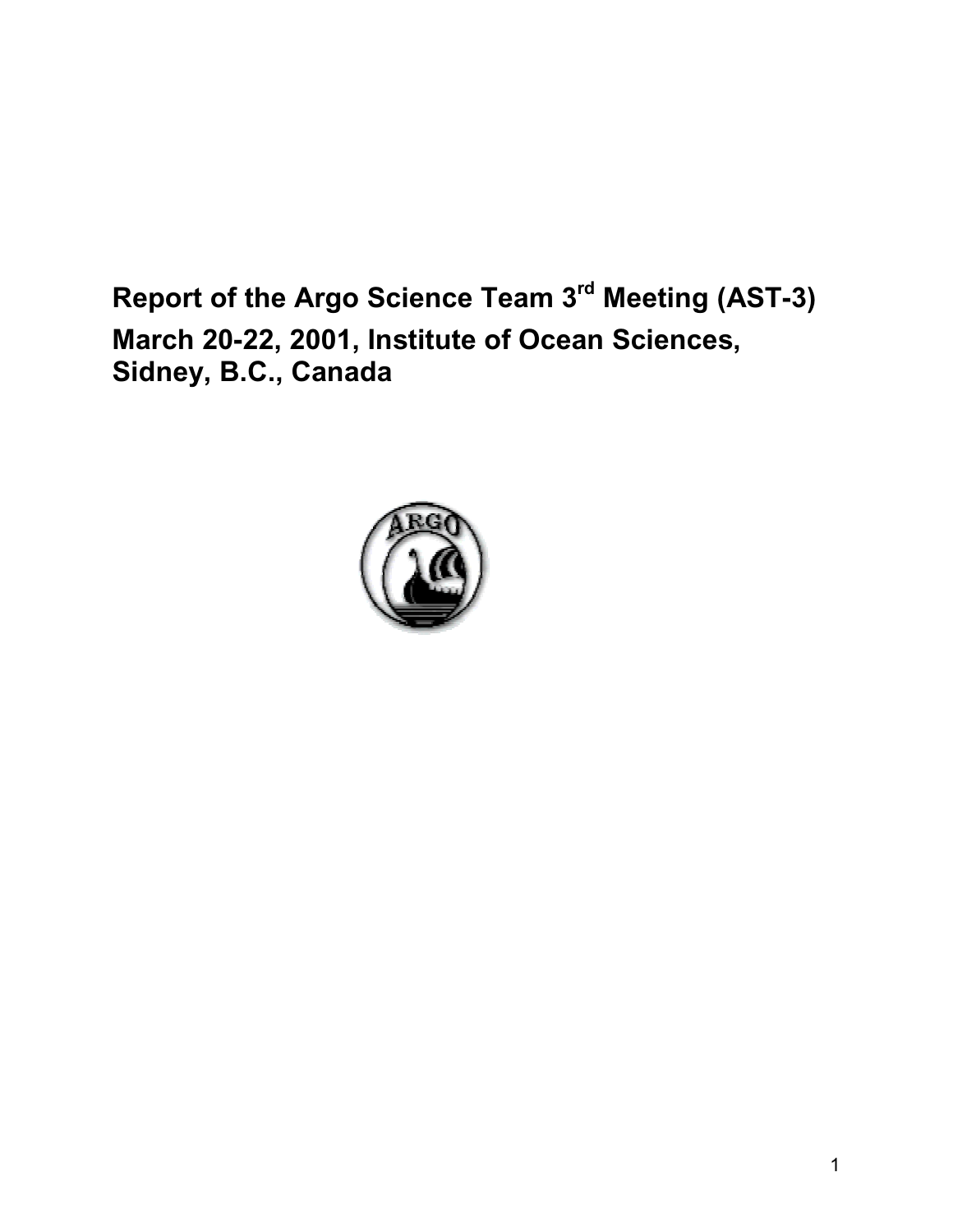# Report of the Argo Science Team 3rd Meeting (AST-3)

# March 20-22, 2001, Institute of Ocean Sciences, Sidney, B.C., Canada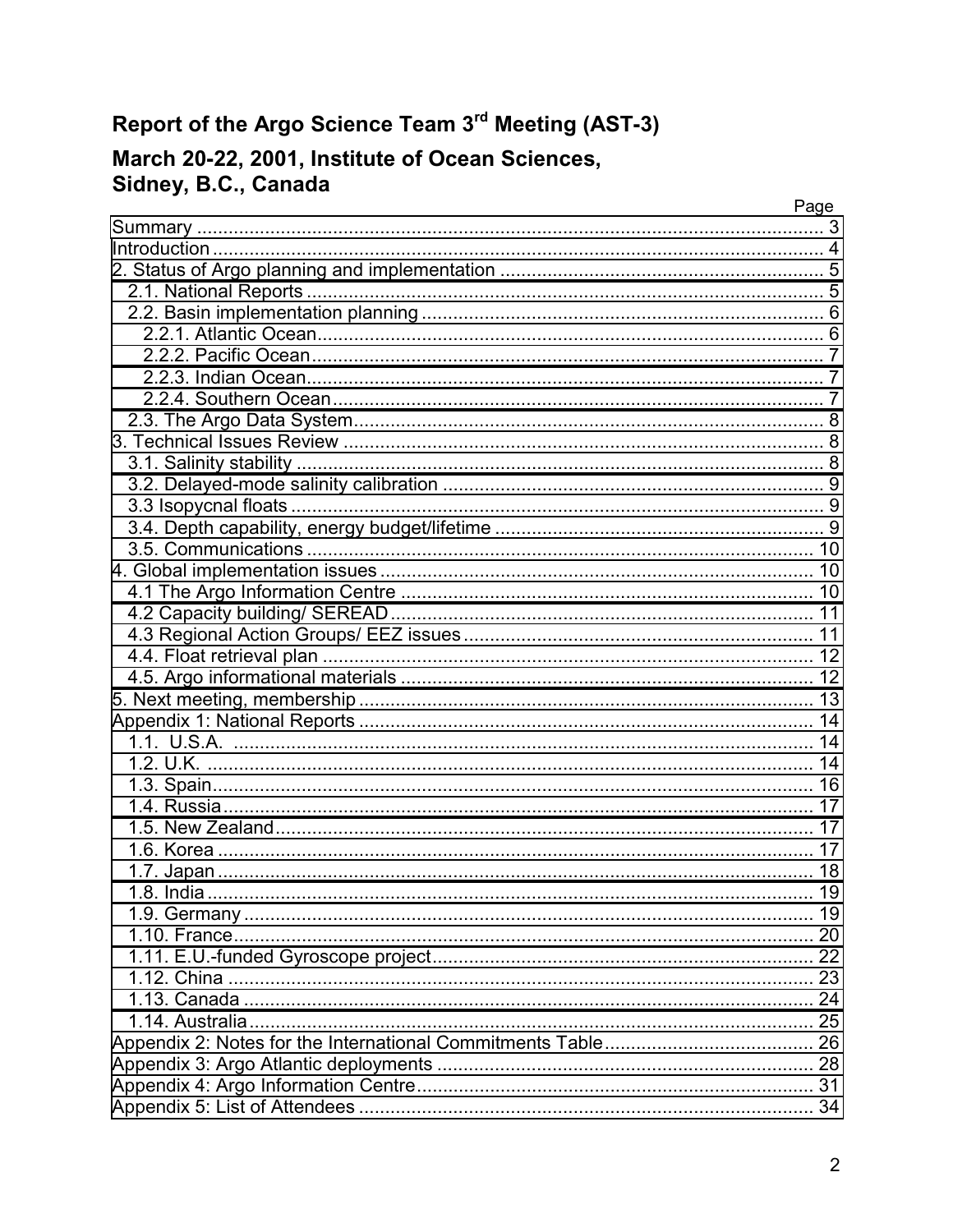# Report of the Argo Science Team 3rd Meeting (AST-3)

## March 20-22, 2001, Institute of Ocean Sciences, Sidney, B.C., Canada

| | Page |
|---|---|
| Summary | 3 |
| Introduction | 4 |
| 2. Status of Argo planning and implementation | 5 |
| 2.1. National Reports | 5 |
| 2.2. Basin implementation planning | 6 |
| 2.2.1. Atlantic Ocean | 6 |
| 2.2.2. Pacific Ocean | 7 |
| 2.2.3. Indian Ocean | 7 |
| 2.2.4. Southern Ocean | 7 |
| 2.3. The Argo Data System | 8 |
| 3. Technical Issues Review | 8 |
| 3.1. Salinity stability | 8 |
| 3.2. Delayed-mode salinity calibration | 9 |
| 3.3 Isopycnal floats | 9 |
| 3.4. Depth capability, energy budget/lifetime | 9 |
| 3.5. Communications | 10 |
| 4. Global implementation issues | 10 |
| 4.1 The Argo Information Centre | 10 |
| 4.2 Capacity building/ SEREAD | 11 |
| 4.3 Regional Action Groups/ EEZ issues | 11 |
| 4.4. Float retrieval plan | 12 |
| 4.5. Argo informational materials | 12 |
| 5. Next meeting, membership | 13 |
| Appendix 1: National Reports | 14 |
| 1.1. U.S.A. | 14 |
| 1.2. U.K. | 14 |
| 1.3. Spain | 16 |
| 1.4. Russia | 17 |
| 1.5. New Zealand | 17 |
| 1.6. Korea | 17 |
| 1.7. Japan | 18 |
| 1.8. India | 19 |
| 1.9. Germany | 19 |
| 1.10. France | 20 |
| 1.11. E.U.-funded Gyroscope project | 22 |
| 1.12. China | 23 |
| 1.13. Canada | 24 |
| 1.14. Australia | 25 |
| Appendix 2: Notes for the International Commitments Table | 26 |
| Appendix 3: Argo Atlantic deployments | 28 |
| Appendix 4: Argo Information Centre | 31 |
| Appendix 5: List of Attendees | 34 |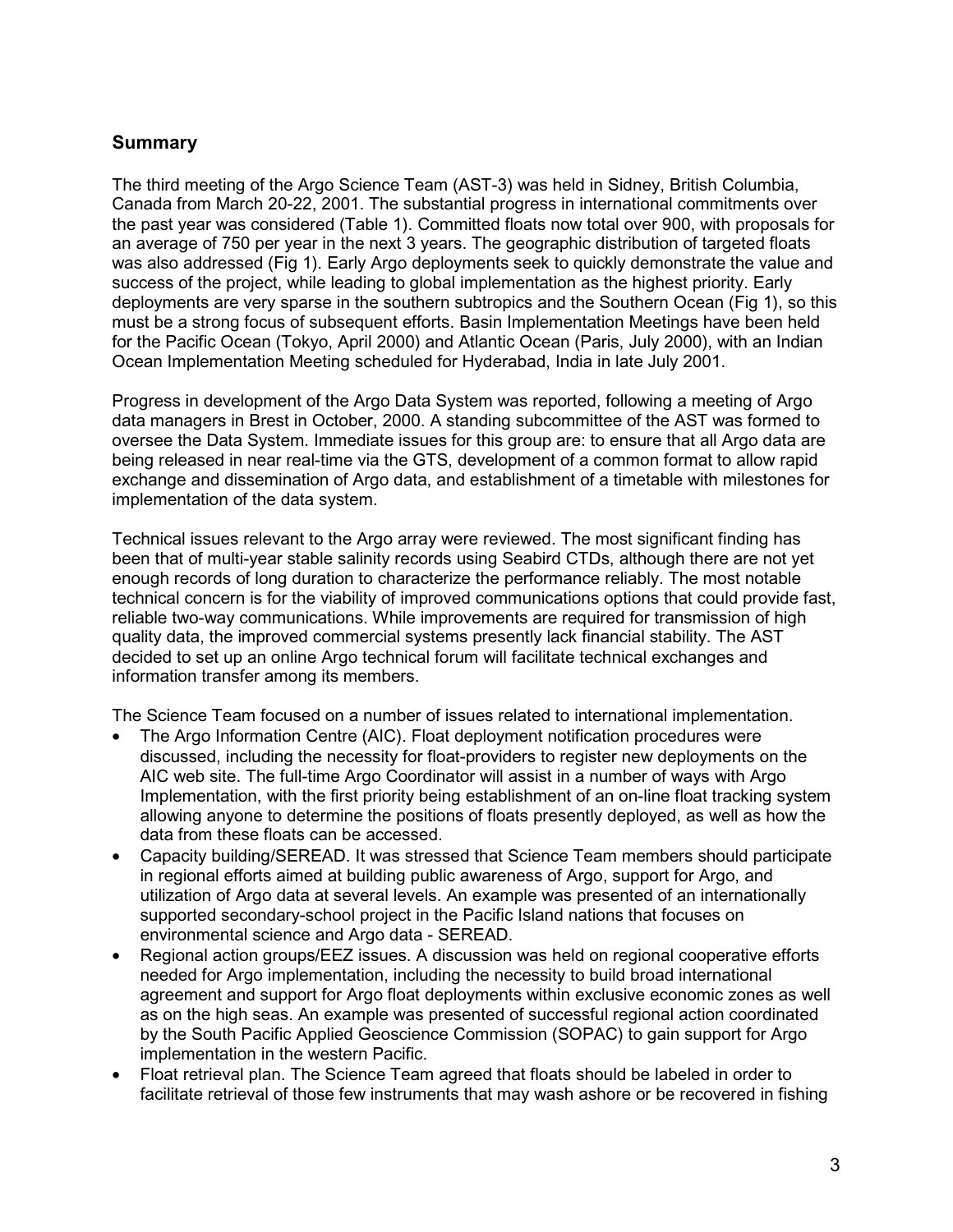## Summary

The third meeting of the Argo Science Team (AST-3) was held in Sidney, British Columbia, Canada from March 20-22, 2001. The substantial progress in international commitments over the past year was considered (Table 1). Committed floats now total over 900, with proposals for an average of 750 per year in the next 3 years. The geographic distribution of targeted floats was also addressed (Fig 1). Early Argo deployments seek to quickly demonstrate the value and success of the project, while leading to global implementation as the highest priority. Early deployments are very sparse in the southern subtropics and the Southern Ocean (Fig 1), so this must be a strong focus of subsequent efforts. Basin Implementation Meetings have been held for the Pacific Ocean (Tokyo, April 2000) and Atlantic Ocean (Paris, July 2000), with an Indian Ocean Implementation Meeting scheduled for Hyderabad, India in late July 2001.

Progress in development of the Argo Data System was reported, following a meeting of Argo data managers in Brest in October, 2000. A standing subcommittee of the AST was formed to oversee the Data System. Immediate issues for this group are: to ensure that all Argo data are being released in near real-time via the GTS, development of a common format to allow rapid exchange and dissemination of Argo data, and establishment of a timetable with milestones for implementation of the data system.

Technical issues relevant to the Argo array were reviewed. The most significant finding has been that of multi-year stable salinity records using Seabird CTDs, although there are not yet enough records of long duration to characterize the performance reliably. The most notable technical concern is for the viability of improved communications options that could provide fast, reliable two-way communications. While improvements are required for transmission of high quality data, the improved commercial systems presently lack financial stability. The AST decided to set up an online Argo technical forum will facilitate technical exchanges and information transfer among its members.

The Science Team focused on a number of issues related to international implementation.

- The Argo Information Centre (AIC). Float deployment notification procedures were discussed, including the necessity for float-providers to register new deployments on the AIC web site. The full-time Argo Coordinator will assist in a number of ways with Argo Implementation, with the first priority being establishment of an on-line float tracking system allowing anyone to determine the positions of floats presently deployed, as well as how the data from these floats can be accessed.
- Capacity building/SEREAD. It was stressed that Science Team members should participate in regional efforts aimed at building public awareness of Argo, support for Argo, and utilization of Argo data at several levels. An example was presented of an internationally supported secondary-school project in the Pacific Island nations that focuses on environmental science and Argo data - SEREAD.
- Regional action groups/EEZ issues. A discussion was held on regional cooperative efforts needed for Argo implementation, including the necessity to build broad international agreement and support for Argo float deployments within exclusive economic zones as well as on the high seas. An example was presented of successful regional action coordinated by the South Pacific Applied Geoscience Commission (SOPAC) to gain support for Argo implementation in the western Pacific.
- Float retrieval plan. The Science Team agreed that floats should be labeled in order to facilitate retrieval of those few instruments that may wash ashore or be recovered in fishing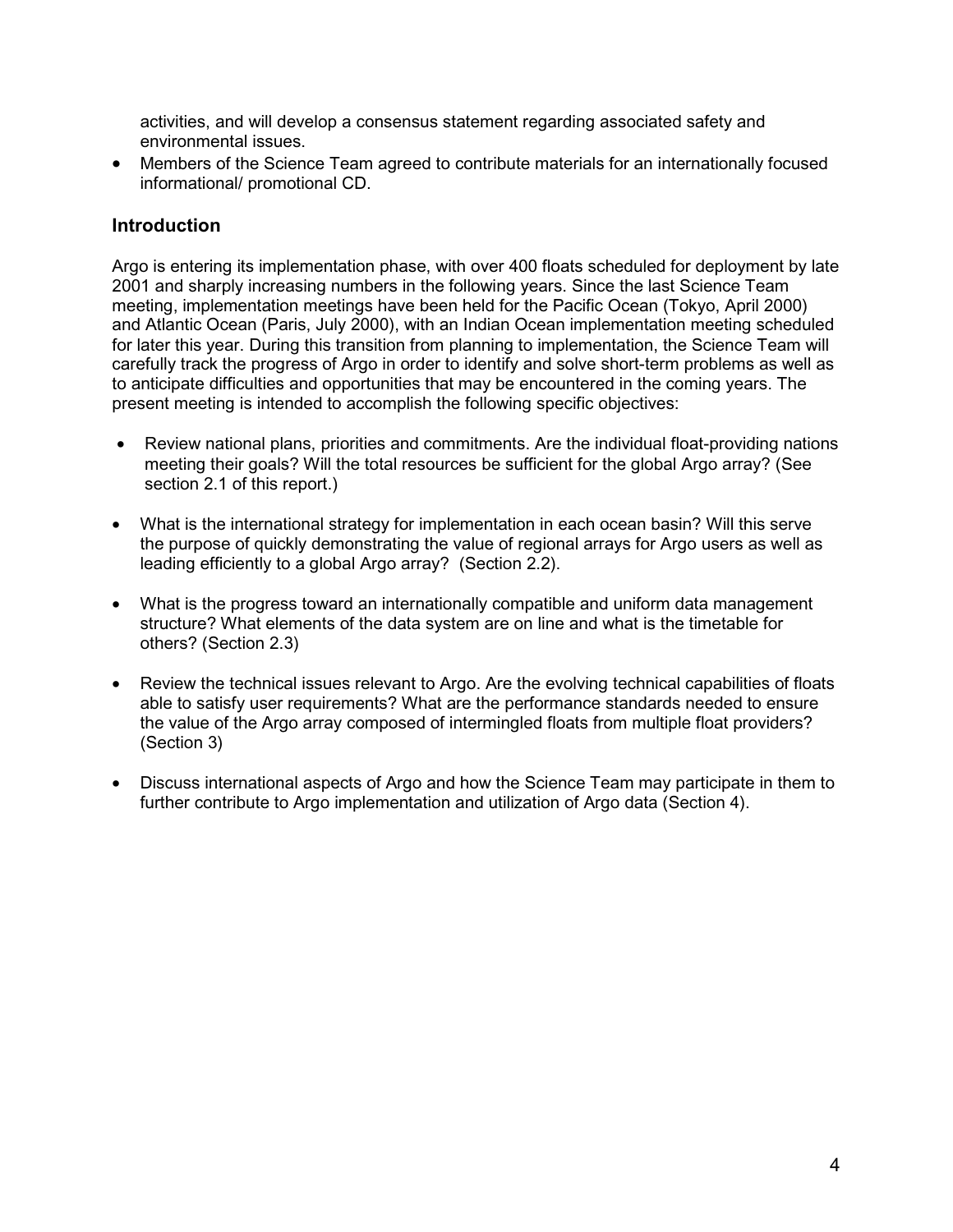activities, and will develop a consensus statement regarding associated safety and environmental issues.

- Members of the Science Team agreed to contribute materials for an internationally focused informational/ promotional CD.

## Introduction

Argo is entering its implementation phase, with over 400 floats scheduled for deployment by late 2001 and sharply increasing numbers in the following years. Since the last Science Team meeting, implementation meetings have been held for the Pacific Ocean (Tokyo, April 2000) and Atlantic Ocean (Paris, July 2000), with an Indian Ocean implementation meeting scheduled for later this year. During this transition from planning to implementation, the Science Team will carefully track the progress of Argo in order to identify and solve short-term problems as well as to anticipate difficulties and opportunities that may be encountered in the coming years. The present meeting is intended to accomplish the following specific objectives:

- Review national plans, priorities and commitments. Are the individual float-providing nations meeting their goals? Will the total resources be sufficient for the global Argo array? (See section 2.1 of this report.)

- What is the international strategy for implementation in each ocean basin? Will this serve the purpose of quickly demonstrating the value of regional arrays for Argo users as well as leading efficiently to a global Argo array? (Section 2.2).

- What is the progress toward an internationally compatible and uniform data management structure? What elements of the data system are on line and what is the timetable for others? (Section 2.3)

- Review the technical issues relevant to Argo. Are the evolving technical capabilities of floats able to satisfy user requirements? What are the performance standards needed to ensure the value of the Argo array composed of intermingled floats from multiple float providers? (Section 3)

- Discuss international aspects of Argo and how the Science Team may participate in them to further contribute to Argo implementation and utilization of Argo data (Section 4).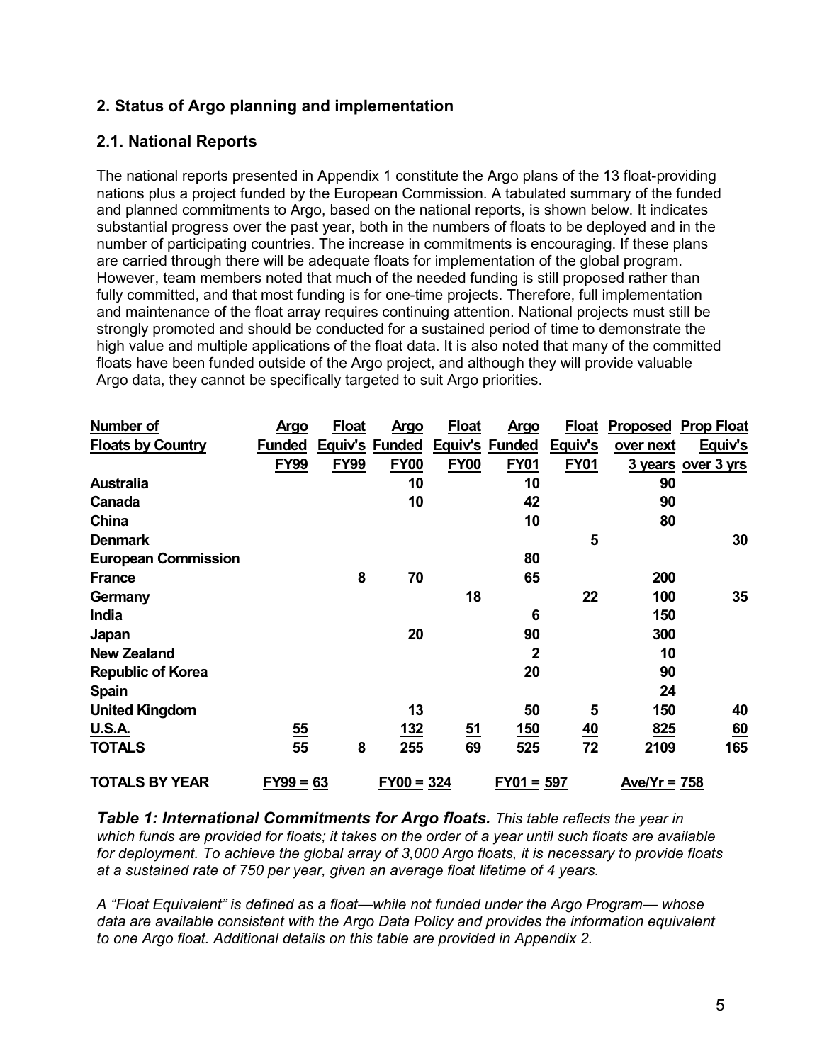## 2. Status of Argo planning and implementation

### 2.1. National Reports

The national reports presented in Appendix 1 constitute the Argo plans of the 13 float-providing nations plus a project funded by the European Commission. A tabulated summary of the funded and planned commitments to Argo, based on the national reports, is shown below. It indicates substantial progress over the past year, both in the numbers of floats to be deployed and in the number of participating countries. The increase in commitments is encouraging. If these plans are carried through there will be adequate floats for implementation of the global program. However, team members noted that much of the needed funding is still proposed rather than fully committed, and that most funding is for one-time projects. Therefore, full implementation and maintenance of the float array requires continuing attention. National projects must still be strongly promoted and should be conducted for a sustained period of time to demonstrate the high value and multiple applications of the float data. It is also noted that many of the committed floats have been funded outside of the Argo project, and although they will provide valuable Argo data, they cannot be specifically targeted to suit Argo priorities.

| Number of Floats by Country | Argo Funded FY99 | Float Equiv's FY99 | Argo Funded FY00 | Float Equiv's FY00 | Argo Funded FY01 | Float Equiv's FY01 | Proposed over next 3 years | Prop Float Equiv's over 3 yrs |
|---|---|---|---|---|---|---|---|---|
| Australia | | | 10 | | 10 | | 90 | |
| Canada | | | 10 | | 42 | | 90 | |
| China | | | | | 10 | | 80 | |
| Denmark | | | | | | 5 | | 30 |
| European Commission | | | | | 80 | | | |
| France | | 8 | 70 | | 65 | | 200 | |
| Germany | | | | 18 | | 22 | 100 | 35 |
| India | | | | | 6 | | 150 | |
| Japan | | | 20 | | 90 | | 300 | |
| New Zealand | | | | | 2 | | 10 | |
| Republic of Korea | | | | | 20 | | 90 | |
| Spain | | | | | | | 24 | |
| United Kingdom | | | 13 | | 50 | 5 | 150 | 40 |
| U.S.A. | 55 | | 132 | 51 | 150 | 40 | 825 | 60 |
| TOTALS | 55 | 8 | 255 | 69 | 525 | 72 | 2109 | 165 |
| TOTALS BY YEAR | FY99 = 63 | | FY00 = 324 | | FY01 = 597 | | Ave/Yr = 758 | |

***Table 1: International Commitments for Argo floats.*** *This table reflects the year in which funds are provided for floats; it takes on the order of a year until such floats are available for deployment. To achieve the global array of 3,000 Argo floats, it is necessary to provide floats at a sustained rate of 750 per year, given an average float lifetime of 4 years.*

*A "Float Equivalent" is defined as a float—while not funded under the Argo Program— whose data are available consistent with the Argo Data Policy and provides the information equivalent to one Argo float. Additional details on this table are provided in Appendix 2.*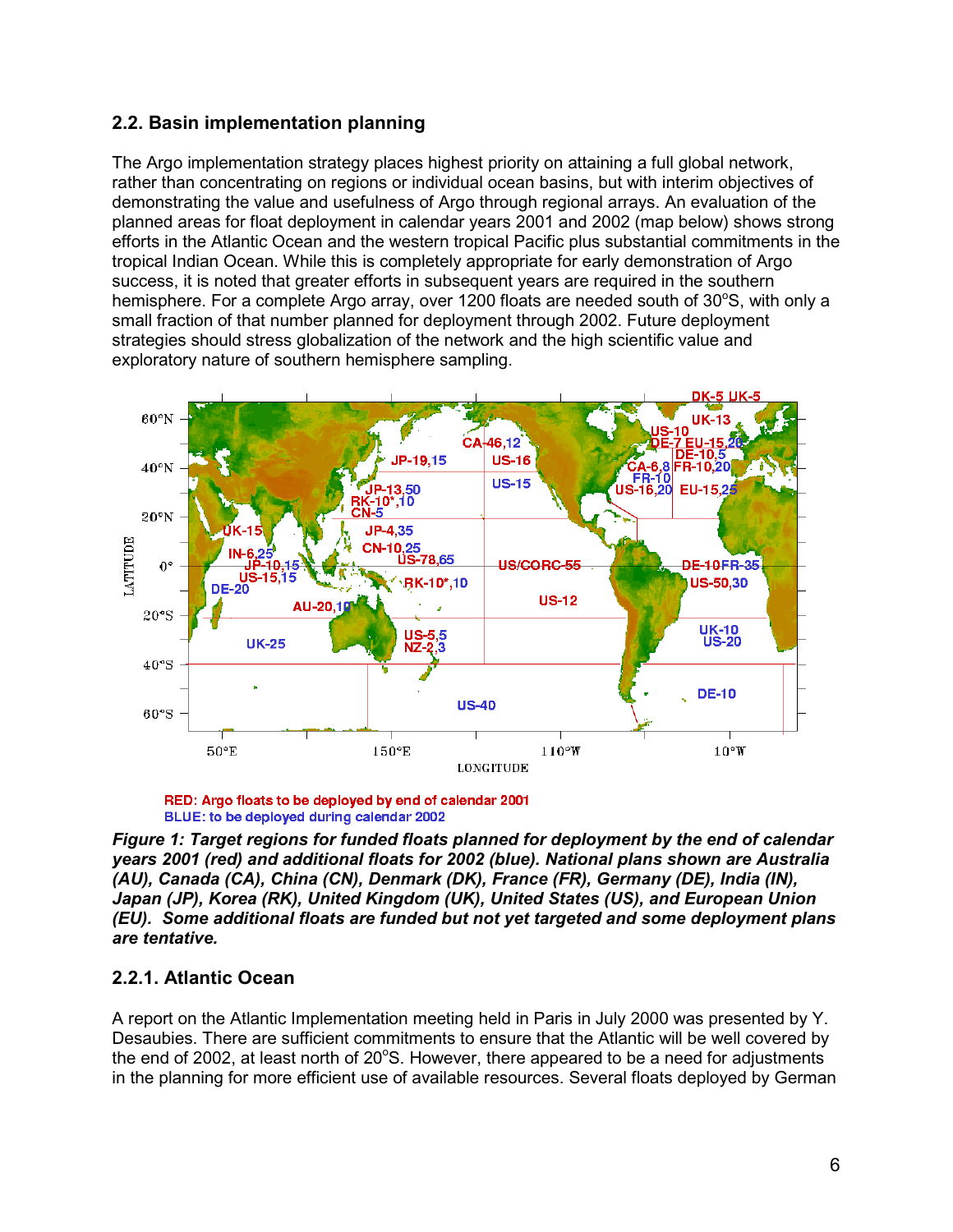## 2.2. Basin implementation planning

The Argo implementation strategy places highest priority on attaining a full global network, rather than concentrating on regions or individual ocean basins, but with interim objectives of demonstrating the value and usefulness of Argo through regional arrays. An evaluation of the planned areas for float deployment in calendar years 2001 and 2002 (map below) shows strong efforts in the Atlantic Ocean and the western tropical Pacific plus substantial commitments in the tropical Indian Ocean. While this is completely appropriate for early demonstration of Argo success, it is noted that greater efforts in subsequent years are required in the southern hemisphere. For a complete Argo array, over 1200 floats are needed south of 30°S, with only a small fraction of that number planned for deployment through 2002. Future deployment strategies should stress globalization of the network and the high scientific value and exploratory nature of southern hemisphere sampling.

RED: Argo floats to be deployed by end of calendar 2001
BLUE: to be deployed during calendar 2002

***Figure 1: Target regions for funded floats planned for deployment by the end of calendar years 2001 (red) and additional floats for 2002 (blue). National plans shown are Australia (AU), Canada (CA), China (CN), Denmark (DK), France (FR), Germany (DE), India (IN), Japan (JP), Korea (RK), United Kingdom (UK), United States (US), and European Union (EU). Some additional floats are funded but not yet targeted and some deployment plans are tentative.***

### 2.2.1. Atlantic Ocean

A report on the Atlantic Implementation meeting held in Paris in July 2000 was presented by Y. Desaubies. There are sufficient commitments to ensure that the Atlantic will be well covered by the end of 2002, at least north of 20°S. However, there appeared to be a need for adjustments in the planning for more efficient use of available resources. Several floats deployed by German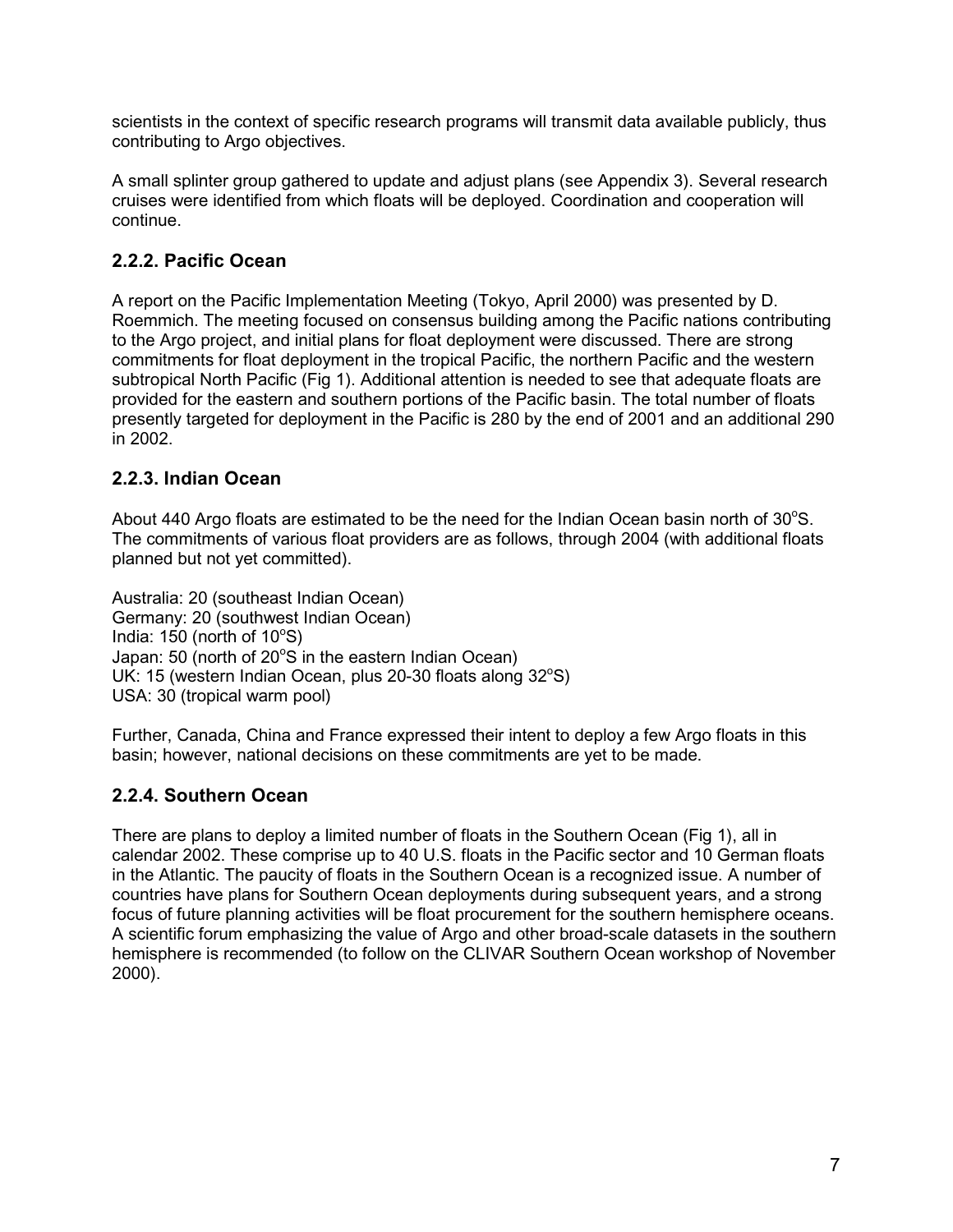scientists in the context of specific research programs will transmit data available publicly, thus contributing to Argo objectives.

A small splinter group gathered to update and adjust plans (see Appendix 3). Several research cruises were identified from which floats will be deployed. Coordination and cooperation will continue.

### 2.2.2. Pacific Ocean

A report on the Pacific Implementation Meeting (Tokyo, April 2000) was presented by D. Roemmich. The meeting focused on consensus building among the Pacific nations contributing to the Argo project, and initial plans for float deployment were discussed. There are strong commitments for float deployment in the tropical Pacific, the northern Pacific and the western subtropical North Pacific (Fig 1). Additional attention is needed to see that adequate floats are provided for the eastern and southern portions of the Pacific basin. The total number of floats presently targeted for deployment in the Pacific is 280 by the end of 2001 and an additional 290 in 2002.

### 2.2.3. Indian Ocean

About 440 Argo floats are estimated to be the need for the Indian Ocean basin north of 30°S. The commitments of various float providers are as follows, through 2004 (with additional floats planned but not yet committed).

Australia: 20 (southeast Indian Ocean)
Germany: 20 (southwest Indian Ocean)
India: 150 (north of 10°S)
Japan: 50 (north of 20°S in the eastern Indian Ocean)
UK: 15 (western Indian Ocean, plus 20-30 floats along 32°S)
USA: 30 (tropical warm pool)

Further, Canada, China and France expressed their intent to deploy a few Argo floats in this basin; however, national decisions on these commitments are yet to be made.

### 2.2.4. Southern Ocean

There are plans to deploy a limited number of floats in the Southern Ocean (Fig 1), all in calendar 2002. These comprise up to 40 U.S. floats in the Pacific sector and 10 German floats in the Atlantic. The paucity of floats in the Southern Ocean is a recognized issue. A number of countries have plans for Southern Ocean deployments during subsequent years, and a strong focus of future planning activities will be float procurement for the southern hemisphere oceans. A scientific forum emphasizing the value of Argo and other broad-scale datasets in the southern hemisphere is recommended (to follow on the CLIVAR Southern Ocean workshop of November 2000).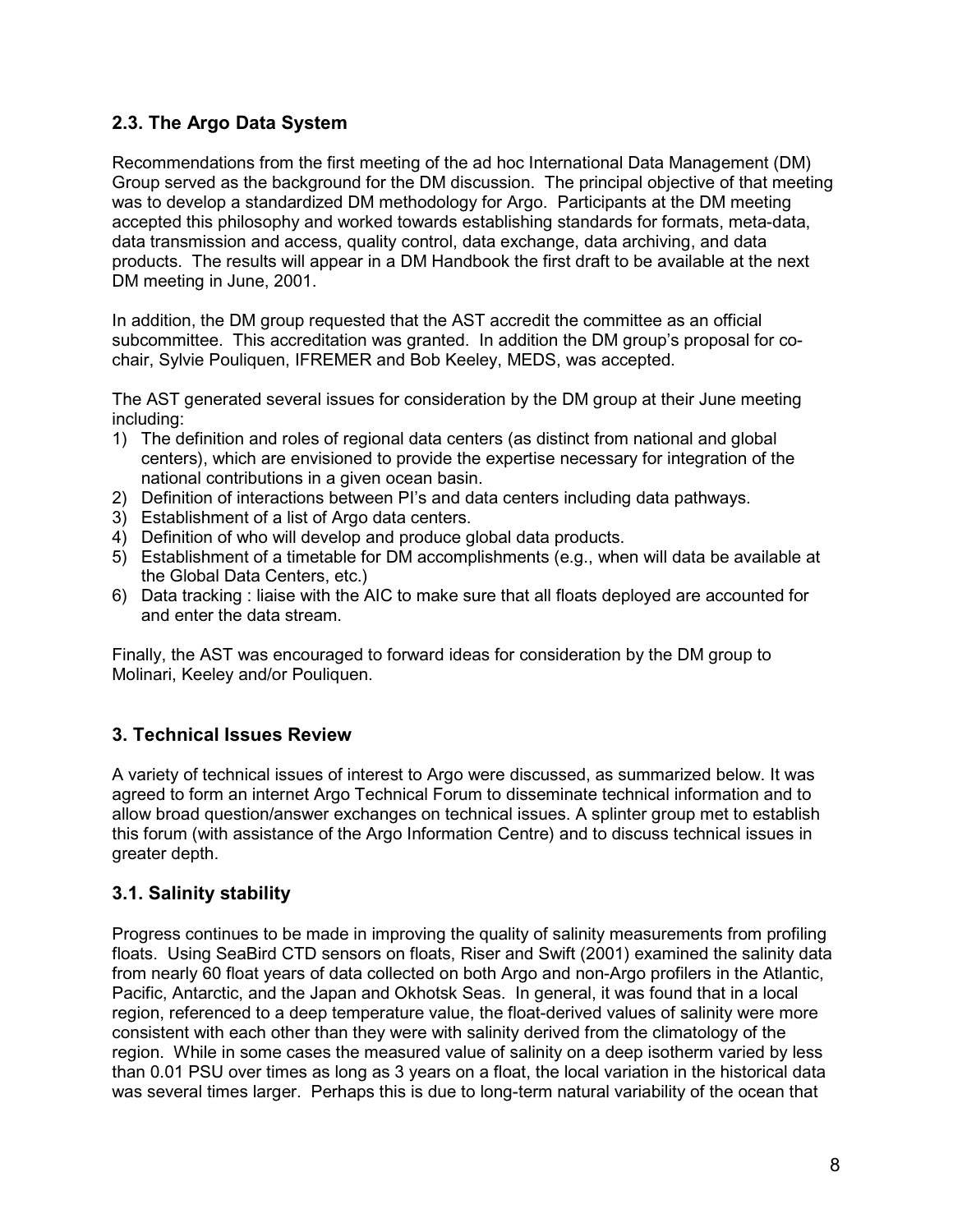## 2.3. The Argo Data System

Recommendations from the first meeting of the ad hoc International Data Management (DM) Group served as the background for the DM discussion. The principal objective of that meeting was to develop a standardized DM methodology for Argo. Participants at the DM meeting accepted this philosophy and worked towards establishing standards for formats, meta-data, data transmission and access, quality control, data exchange, data archiving, and data products. The results will appear in a DM Handbook the first draft to be available at the next DM meeting in June, 2001.

In addition, the DM group requested that the AST accredit the committee as an official subcommittee. This accreditation was granted. In addition the DM group's proposal for co-chair, Sylvie Pouliquen, IFREMER and Bob Keeley, MEDS, was accepted.

The AST generated several issues for consideration by the DM group at their June meeting including:

1) The definition and roles of regional data centers (as distinct from national and global centers), which are envisioned to provide the expertise necessary for integration of the national contributions in a given ocean basin.
2) Definition of interactions between PI's and data centers including data pathways.
3) Establishment of a list of Argo data centers.
4) Definition of who will develop and produce global data products.
5) Establishment of a timetable for DM accomplishments (e.g., when will data be available at the Global Data Centers, etc.)
6) Data tracking : liaise with the AIC to make sure that all floats deployed are accounted for and enter the data stream.

Finally, the AST was encouraged to forward ideas for consideration by the DM group to Molinari, Keeley and/or Pouliquen.

## 3. Technical Issues Review

A variety of technical issues of interest to Argo were discussed, as summarized below. It was agreed to form an internet Argo Technical Forum to disseminate technical information and to allow broad question/answer exchanges on technical issues. A splinter group met to establish this forum (with assistance of the Argo Information Centre) and to discuss technical issues in greater depth.

## 3.1. Salinity stability

Progress continues to be made in improving the quality of salinity measurements from profiling floats. Using SeaBird CTD sensors on floats, Riser and Swift (2001) examined the salinity data from nearly 60 float years of data collected on both Argo and non-Argo profilers in the Atlantic, Pacific, Antarctic, and the Japan and Okhotsk Seas. In general, it was found that in a local region, referenced to a deep temperature value, the float-derived values of salinity were more consistent with each other than they were with salinity derived from the climatology of the region. While in some cases the measured value of salinity on a deep isotherm varied by less than 0.01 PSU over times as long as 3 years on a float, the local variation in the historical data was several times larger. Perhaps this is due to long-term natural variability of the ocean that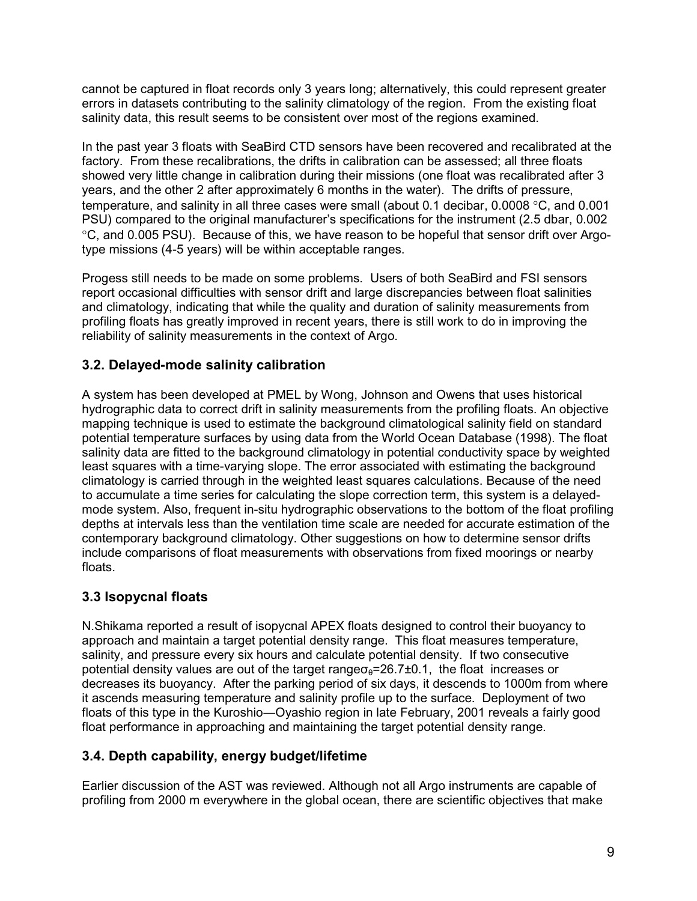cannot be captured in float records only 3 years long; alternatively, this could represent greater errors in datasets contributing to the salinity climatology of the region. From the existing float salinity data, this result seems to be consistent over most of the regions examined.

In the past year 3 floats with SeaBird CTD sensors have been recovered and recalibrated at the factory. From these recalibrations, the drifts in calibration can be assessed; all three floats showed very little change in calibration during their missions (one float was recalibrated after 3 years, and the other 2 after approximately 6 months in the water). The drifts of pressure, temperature, and salinity in all three cases were small (about 0.1 decibar, 0.0008 °C, and 0.001 PSU) compared to the original manufacturer's specifications for the instrument (2.5 dbar, 0.002 °C, and 0.005 PSU). Because of this, we have reason to be hopeful that sensor drift over Argo-type missions (4-5 years) will be within acceptable ranges.

Progess still needs to be made on some problems. Users of both SeaBird and FSI sensors report occasional difficulties with sensor drift and large discrepancies between float salinities and climatology, indicating that while the quality and duration of salinity measurements from profiling floats has greatly improved in recent years, there is still work to do in improving the reliability of salinity measurements in the context of Argo.

### 3.2. Delayed-mode salinity calibration

A system has been developed at PMEL by Wong, Johnson and Owens that uses historical hydrographic data to correct drift in salinity measurements from the profiling floats. An objective mapping technique is used to estimate the background climatological salinity field on standard potential temperature surfaces by using data from the World Ocean Database (1998). The float salinity data are fitted to the background climatology in potential conductivity space by weighted least squares with a time-varying slope. The error associated with estimating the background climatology is carried through in the weighted least squares calculations. Because of the need to accumulate a time series for calculating the slope correction term, this system is a delayed-mode system. Also, frequent in-situ hydrographic observations to the bottom of the float profiling depths at intervals less than the ventilation time scale are needed for accurate estimation of the contemporary background climatology. Other suggestions on how to determine sensor drifts include comparisons of float measurements with observations from fixed moorings or nearby floats.

### 3.3 Isopycnal floats

N.Shikama reported a result of isopycnal APEX floats designed to control their buoyancy to approach and maintain a target potential density range. This float measures temperature, salinity, and pressure every six hours and calculate potential density. If two consecutive potential density values are out of the target range$\sigma_\theta$=26.7±0.1, the float increases or decreases its buoyancy. After the parking period of six days, it descends to 1000m from where it ascends measuring temperature and salinity profile up to the surface. Deployment of two floats of this type in the Kuroshio—Oyashio region in late February, 2001 reveals a fairly good float performance in approaching and maintaining the target potential density range.

### 3.4. Depth capability, energy budget/lifetime

Earlier discussion of the AST was reviewed. Although not all Argo instruments are capable of profiling from 2000 m everywhere in the global ocean, there are scientific objectives that make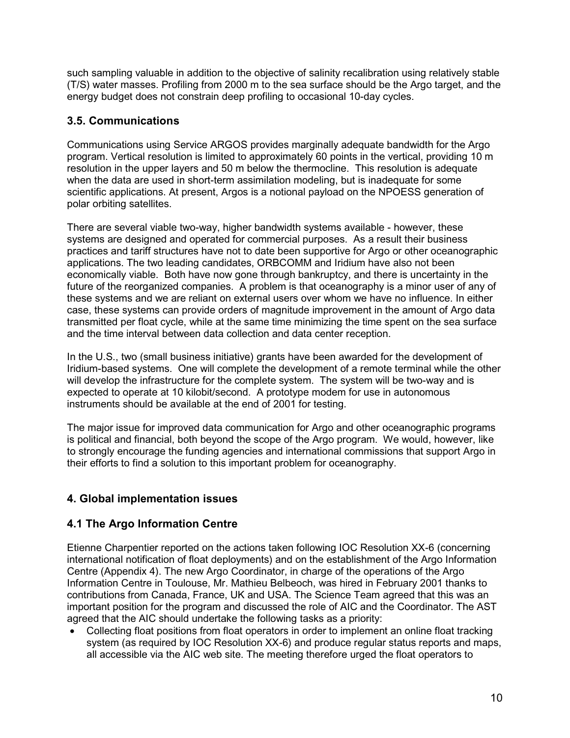such sampling valuable in addition to the objective of salinity recalibration using relatively stable (T/S) water masses. Profiling from 2000 m to the sea surface should be the Argo target, and the energy budget does not constrain deep profiling to occasional 10-day cycles.

### 3.5. Communications

Communications using Service ARGOS provides marginally adequate bandwidth for the Argo program. Vertical resolution is limited to approximately 60 points in the vertical, providing 10 m resolution in the upper layers and 50 m below the thermocline. This resolution is adequate when the data are used in short-term assimilation modeling, but is inadequate for some scientific applications. At present, Argos is a notional payload on the NPOESS generation of polar orbiting satellites.

There are several viable two-way, higher bandwidth systems available - however, these systems are designed and operated for commercial purposes. As a result their business practices and tariff structures have not to date been supportive for Argo or other oceanographic applications. The two leading candidates, ORBCOMM and Iridium have also not been economically viable. Both have now gone through bankruptcy, and there is uncertainty in the future of the reorganized companies. A problem is that oceanography is a minor user of any of these systems and we are reliant on external users over whom we have no influence. In either case, these systems can provide orders of magnitude improvement in the amount of Argo data transmitted per float cycle, while at the same time minimizing the time spent on the sea surface and the time interval between data collection and data center reception.

In the U.S., two (small business initiative) grants have been awarded for the development of Iridium-based systems. One will complete the development of a remote terminal while the other will develop the infrastructure for the complete system. The system will be two-way and is expected to operate at 10 kilobit/second. A prototype modem for use in autonomous instruments should be available at the end of 2001 for testing.

The major issue for improved data communication for Argo and other oceanographic programs is political and financial, both beyond the scope of the Argo program. We would, however, like to strongly encourage the funding agencies and international commissions that support Argo in their efforts to find a solution to this important problem for oceanography.

## 4. Global implementation issues

### 4.1 The Argo Information Centre

Etienne Charpentier reported on the actions taken following IOC Resolution XX-6 (concerning international notification of float deployments) and on the establishment of the Argo Information Centre (Appendix 4). The new Argo Coordinator, in charge of the operations of the Argo Information Centre in Toulouse, Mr. Mathieu Belbeoch, was hired in February 2001 thanks to contributions from Canada, France, UK and USA. The Science Team agreed that this was an important position for the program and discussed the role of AIC and the Coordinator. The AST agreed that the AIC should undertake the following tasks as a priority:

- Collecting float positions from float operators in order to implement an online float tracking system (as required by IOC Resolution XX-6) and produce regular status reports and maps, all accessible via the AIC web site. The meeting therefore urged the float operators to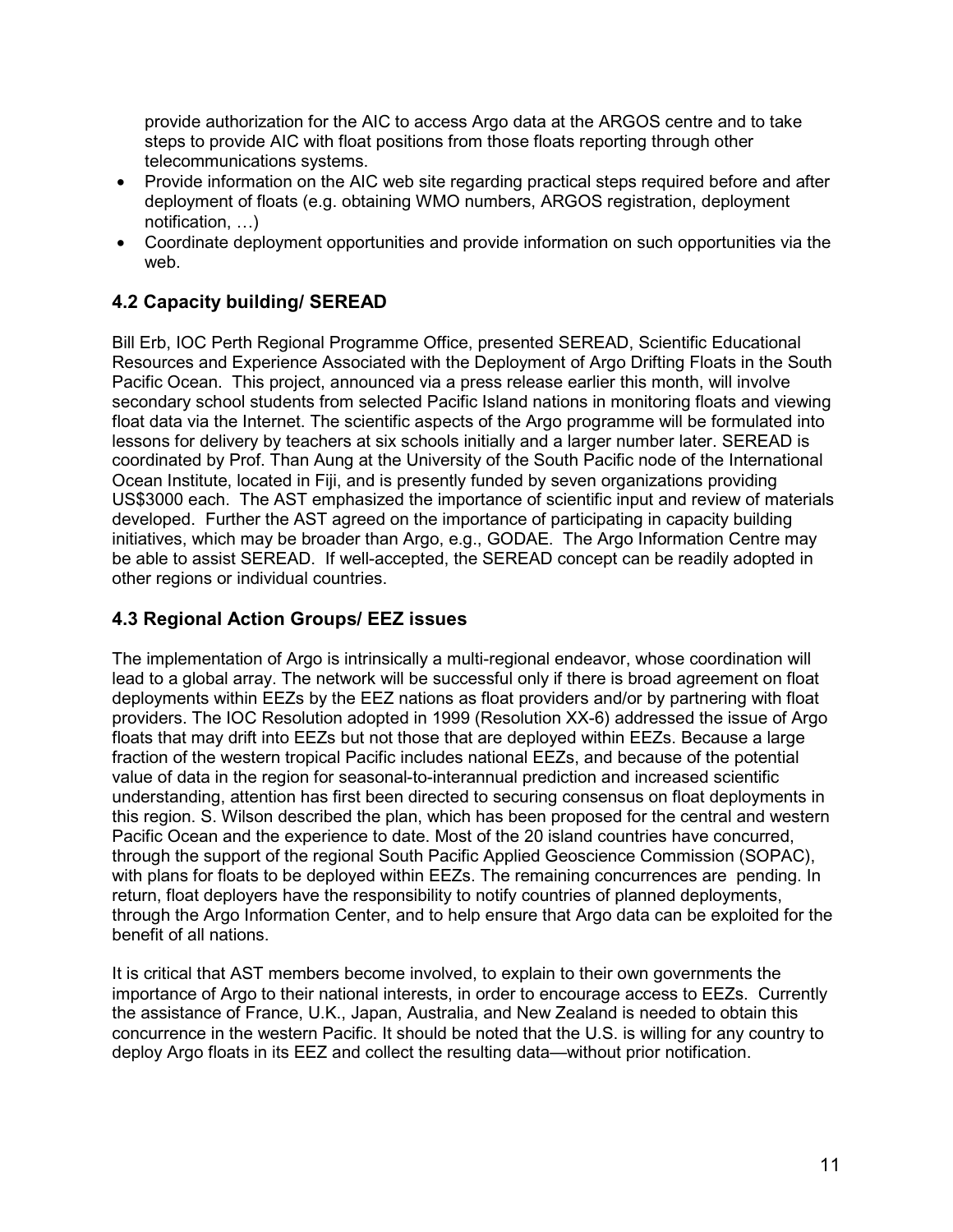provide authorization for the AIC to access Argo data at the ARGOS centre and to take steps to provide AIC with float positions from those floats reporting through other telecommunications systems.

- Provide information on the AIC web site regarding practical steps required before and after deployment of floats (e.g. obtaining WMO numbers, ARGOS registration, deployment notification, …)
- Coordinate deployment opportunities and provide information on such opportunities via the web.

## 4.2 Capacity building/ SEREAD

Bill Erb, IOC Perth Regional Programme Office, presented SEREAD, Scientific Educational Resources and Experience Associated with the Deployment of Argo Drifting Floats in the South Pacific Ocean. This project, announced via a press release earlier this month, will involve secondary school students from selected Pacific Island nations in monitoring floats and viewing float data via the Internet. The scientific aspects of the Argo programme will be formulated into lessons for delivery by teachers at six schools initially and a larger number later. SEREAD is coordinated by Prof. Than Aung at the University of the South Pacific node of the International Ocean Institute, located in Fiji, and is presently funded by seven organizations providing US$3000 each. The AST emphasized the importance of scientific input and review of materials developed. Further the AST agreed on the importance of participating in capacity building initiatives, which may be broader than Argo, e.g., GODAE. The Argo Information Centre may be able to assist SEREAD. If well-accepted, the SEREAD concept can be readily adopted in other regions or individual countries.

## 4.3 Regional Action Groups/ EEZ issues

The implementation of Argo is intrinsically a multi-regional endeavor, whose coordination will lead to a global array. The network will be successful only if there is broad agreement on float deployments within EEZs by the EEZ nations as float providers and/or by partnering with float providers. The IOC Resolution adopted in 1999 (Resolution XX-6) addressed the issue of Argo floats that may drift into EEZs but not those that are deployed within EEZs. Because a large fraction of the western tropical Pacific includes national EEZs, and because of the potential value of data in the region for seasonal-to-interannual prediction and increased scientific understanding, attention has first been directed to securing consensus on float deployments in this region. S. Wilson described the plan, which has been proposed for the central and western Pacific Ocean and the experience to date. Most of the 20 island countries have concurred, through the support of the regional South Pacific Applied Geoscience Commission (SOPAC), with plans for floats to be deployed within EEZs. The remaining concurrences are pending. In return, float deployers have the responsibility to notify countries of planned deployments, through the Argo Information Center, and to help ensure that Argo data can be exploited for the benefit of all nations.

It is critical that AST members become involved, to explain to their own governments the importance of Argo to their national interests, in order to encourage access to EEZs. Currently the assistance of France, U.K., Japan, Australia, and New Zealand is needed to obtain this concurrence in the western Pacific. It should be noted that the U.S. is willing for any country to deploy Argo floats in its EEZ and collect the resulting data—without prior notification.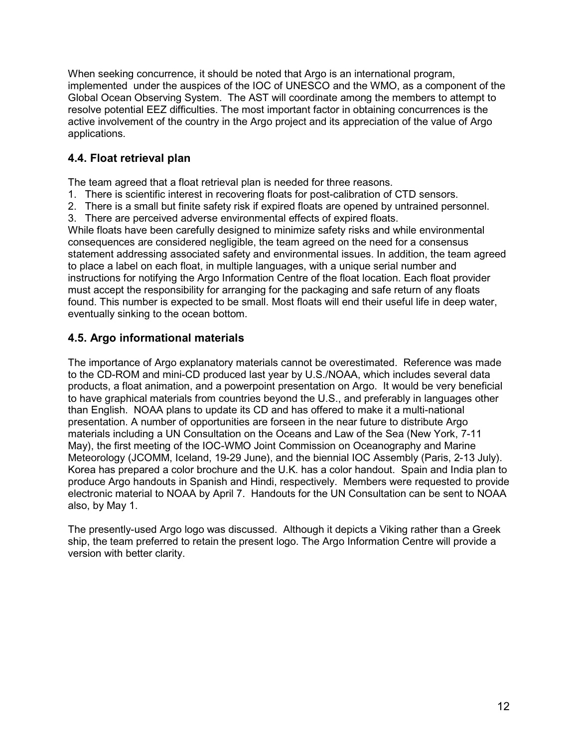When seeking concurrence, it should be noted that Argo is an international program, implemented under the auspices of the IOC of UNESCO and the WMO, as a component of the Global Ocean Observing System. The AST will coordinate among the members to attempt to resolve potential EEZ difficulties. The most important factor in obtaining concurrences is the active involvement of the country in the Argo project and its appreciation of the value of Argo applications.

### 4.4. Float retrieval plan

The team agreed that a float retrieval plan is needed for three reasons.

1. There is scientific interest in recovering floats for post-calibration of CTD sensors.
2. There is a small but finite safety risk if expired floats are opened by untrained personnel.
3. There are perceived adverse environmental effects of expired floats.

While floats have been carefully designed to minimize safety risks and while environmental consequences are considered negligible, the team agreed on the need for a consensus statement addressing associated safety and environmental issues. In addition, the team agreed to place a label on each float, in multiple languages, with a unique serial number and instructions for notifying the Argo Information Centre of the float location. Each float provider must accept the responsibility for arranging for the packaging and safe return of any floats found. This number is expected to be small. Most floats will end their useful life in deep water, eventually sinking to the ocean bottom.

### 4.5. Argo informational materials

The importance of Argo explanatory materials cannot be overestimated. Reference was made to the CD-ROM and mini-CD produced last year by U.S./NOAA, which includes several data products, a float animation, and a powerpoint presentation on Argo. It would be very beneficial to have graphical materials from countries beyond the U.S., and preferably in languages other than English. NOAA plans to update its CD and has offered to make it a multi-national presentation. A number of opportunities are forseen in the near future to distribute Argo materials including a UN Consultation on the Oceans and Law of the Sea (New York, 7-11 May), the first meeting of the IOC-WMO Joint Commission on Oceanography and Marine Meteorology (JCOMM, Iceland, 19-29 June), and the biennial IOC Assembly (Paris, 2-13 July). Korea has prepared a color brochure and the U.K. has a color handout. Spain and India plan to produce Argo handouts in Spanish and Hindi, respectively. Members were requested to provide electronic material to NOAA by April 7. Handouts for the UN Consultation can be sent to NOAA also, by May 1.

The presently-used Argo logo was discussed. Although it depicts a Viking rather than a Greek ship, the team preferred to retain the present logo. The Argo Information Centre will provide a version with better clarity.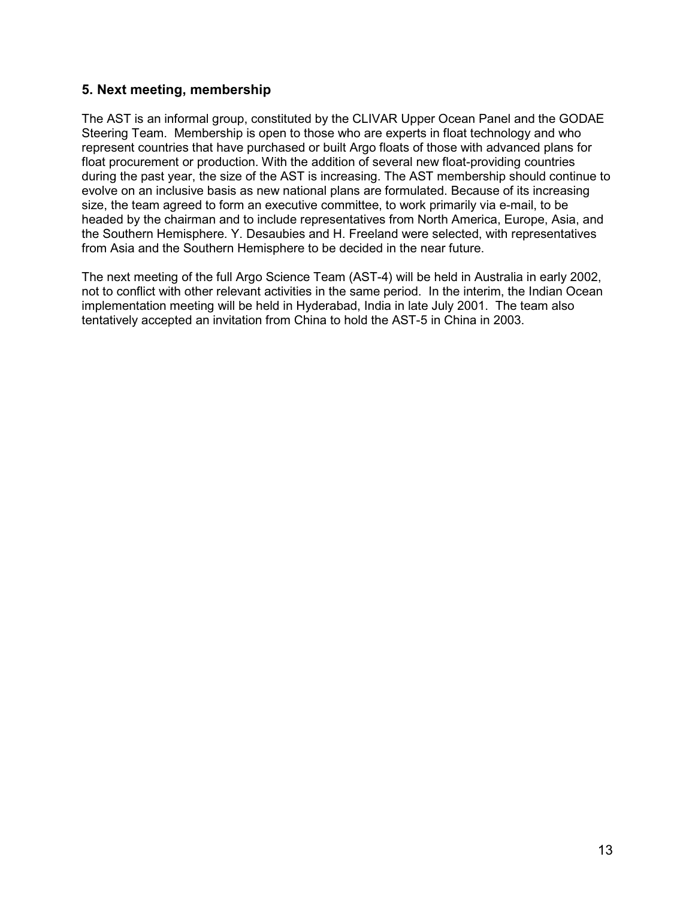## 5. Next meeting, membership

The AST is an informal group, constituted by the CLIVAR Upper Ocean Panel and the GODAE Steering Team. Membership is open to those who are experts in float technology and who represent countries that have purchased or built Argo floats of those with advanced plans for float procurement or production. With the addition of several new float-providing countries during the past year, the size of the AST is increasing. The AST membership should continue to evolve on an inclusive basis as new national plans are formulated. Because of its increasing size, the team agreed to form an executive committee, to work primarily via e-mail, to be headed by the chairman and to include representatives from North America, Europe, Asia, and the Southern Hemisphere. Y. Desaubies and H. Freeland were selected, with representatives from Asia and the Southern Hemisphere to be decided in the near future.

The next meeting of the full Argo Science Team (AST-4) will be held in Australia in early 2002, not to conflict with other relevant activities in the same period. In the interim, the Indian Ocean implementation meeting will be held in Hyderabad, India in late July 2001. The team also tentatively accepted an invitation from China to hold the AST-5 in China in 2003.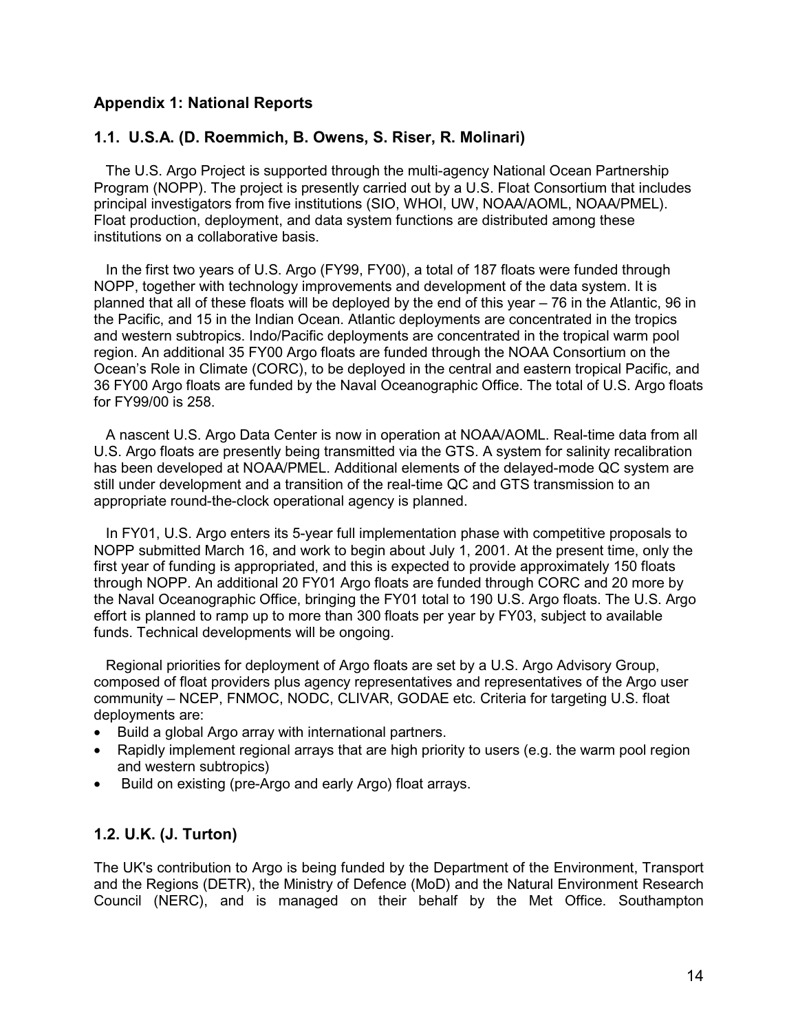## Appendix 1: National Reports

### 1.1. U.S.A. (D. Roemmich, B. Owens, S. Riser, R. Molinari)

The U.S. Argo Project is supported through the multi-agency National Ocean Partnership Program (NOPP). The project is presently carried out by a U.S. Float Consortium that includes principal investigators from five institutions (SIO, WHOI, UW, NOAA/AOML, NOAA/PMEL). Float production, deployment, and data system functions are distributed among these institutions on a collaborative basis.

In the first two years of U.S. Argo (FY99, FY00), a total of 187 floats were funded through NOPP, together with technology improvements and development of the data system. It is planned that all of these floats will be deployed by the end of this year – 76 in the Atlantic, 96 in the Pacific, and 15 in the Indian Ocean. Atlantic deployments are concentrated in the tropics and western subtropics. Indo/Pacific deployments are concentrated in the tropical warm pool region. An additional 35 FY00 Argo floats are funded through the NOAA Consortium on the Ocean's Role in Climate (CORC), to be deployed in the central and eastern tropical Pacific, and 36 FY00 Argo floats are funded by the Naval Oceanographic Office. The total of U.S. Argo floats for FY99/00 is 258.

A nascent U.S. Argo Data Center is now in operation at NOAA/AOML. Real-time data from all U.S. Argo floats are presently being transmitted via the GTS. A system for salinity recalibration has been developed at NOAA/PMEL. Additional elements of the delayed-mode QC system are still under development and a transition of the real-time QC and GTS transmission to an appropriate round-the-clock operational agency is planned.

In FY01, U.S. Argo enters its 5-year full implementation phase with competitive proposals to NOPP submitted March 16, and work to begin about July 1, 2001. At the present time, only the first year of funding is appropriated, and this is expected to provide approximately 150 floats through NOPP. An additional 20 FY01 Argo floats are funded through CORC and 20 more by the Naval Oceanographic Office, bringing the FY01 total to 190 U.S. Argo floats. The U.S. Argo effort is planned to ramp up to more than 300 floats per year by FY03, subject to available funds. Technical developments will be ongoing.

Regional priorities for deployment of Argo floats are set by a U.S. Argo Advisory Group, composed of float providers plus agency representatives and representatives of the Argo user community – NCEP, FNMOC, NODC, CLIVAR, GODAE etc. Criteria for targeting U.S. float deployments are:

- Build a global Argo array with international partners.
- Rapidly implement regional arrays that are high priority to users (e.g. the warm pool region and western subtropics)
- Build on existing (pre-Argo and early Argo) float arrays.

### 1.2. U.K. (J. Turton)

The UK's contribution to Argo is being funded by the Department of the Environment, Transport and the Regions (DETR), the Ministry of Defence (MoD) and the Natural Environment Research Council (NERC), and is managed on their behalf by the Met Office. Southampton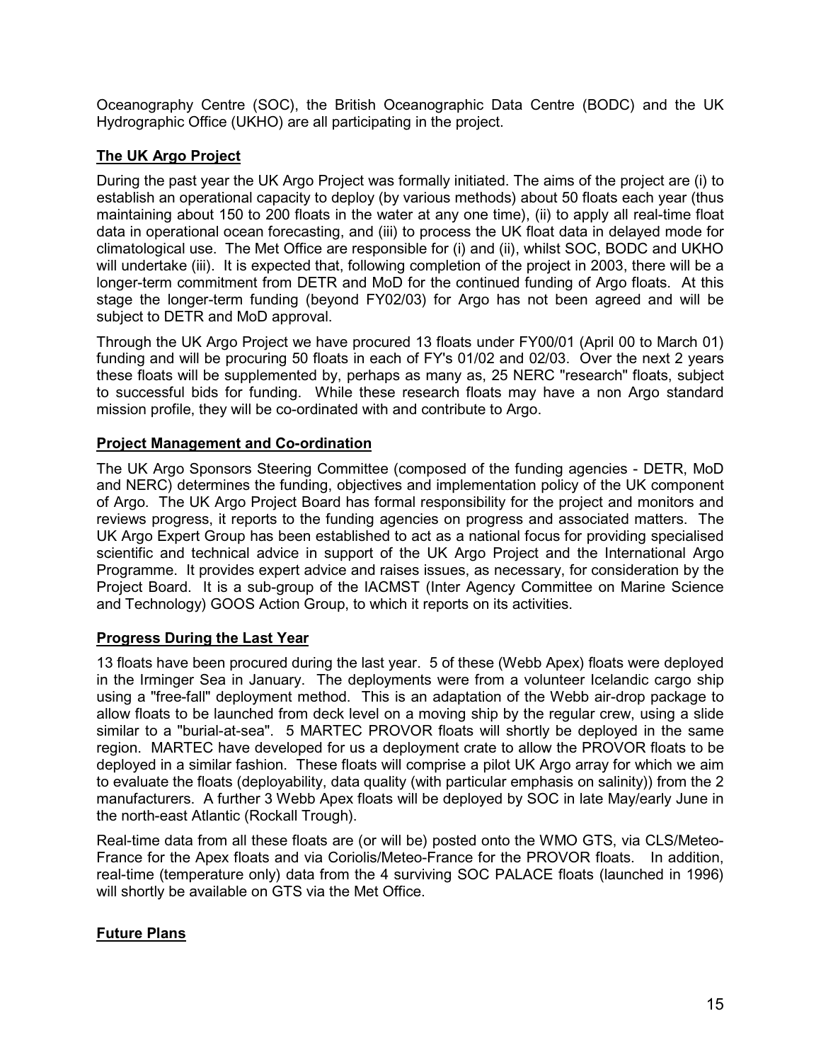Oceanography Centre (SOC), the British Oceanographic Data Centre (BODC) and the UK Hydrographic Office (UKHO) are all participating in the project.

## The UK Argo Project

During the past year the UK Argo Project was formally initiated. The aims of the project are (i) to establish an operational capacity to deploy (by various methods) about 50 floats each year (thus maintaining about 150 to 200 floats in the water at any one time), (ii) to apply all real-time float data in operational ocean forecasting, and (iii) to process the UK float data in delayed mode for climatological use. The Met Office are responsible for (i) and (ii), whilst SOC, BODC and UKHO will undertake (iii). It is expected that, following completion of the project in 2003, there will be a longer-term commitment from DETR and MoD for the continued funding of Argo floats. At this stage the longer-term funding (beyond FY02/03) for Argo has not been agreed and will be subject to DETR and MoD approval.

Through the UK Argo Project we have procured 13 floats under FY00/01 (April 00 to March 01) funding and will be procuring 50 floats in each of FY's 01/02 and 02/03. Over the next 2 years these floats will be supplemented by, perhaps as many as, 25 NERC "research" floats, subject to successful bids for funding. While these research floats may have a non Argo standard mission profile, they will be co-ordinated with and contribute to Argo.

## Project Management and Co-ordination

The UK Argo Sponsors Steering Committee (composed of the funding agencies - DETR, MoD and NERC) determines the funding, objectives and implementation policy of the UK component of Argo. The UK Argo Project Board has formal responsibility for the project and monitors and reviews progress, it reports to the funding agencies on progress and associated matters. The UK Argo Expert Group has been established to act as a national focus for providing specialised scientific and technical advice in support of the UK Argo Project and the International Argo Programme. It provides expert advice and raises issues, as necessary, for consideration by the Project Board. It is a sub-group of the IACMST (Inter Agency Committee on Marine Science and Technology) GOOS Action Group, to which it reports on its activities.

## Progress During the Last Year

13 floats have been procured during the last year. 5 of these (Webb Apex) floats were deployed in the Irminger Sea in January. The deployments were from a volunteer Icelandic cargo ship using a "free-fall" deployment method. This is an adaptation of the Webb air-drop package to allow floats to be launched from deck level on a moving ship by the regular crew, using a slide similar to a "burial-at-sea". 5 MARTEC PROVOR floats will shortly be deployed in the same region. MARTEC have developed for us a deployment crate to allow the PROVOR floats to be deployed in a similar fashion. These floats will comprise a pilot UK Argo array for which we aim to evaluate the floats (deployability, data quality (with particular emphasis on salinity)) from the 2 manufacturers. A further 3 Webb Apex floats will be deployed by SOC in late May/early June in the north-east Atlantic (Rockall Trough).

Real-time data from all these floats are (or will be) posted onto the WMO GTS, via CLS/Meteo-France for the Apex floats and via Coriolis/Meteo-France for the PROVOR floats. In addition, real-time (temperature only) data from the 4 surviving SOC PALACE floats (launched in 1996) will shortly be available on GTS via the Met Office.

## Future Plans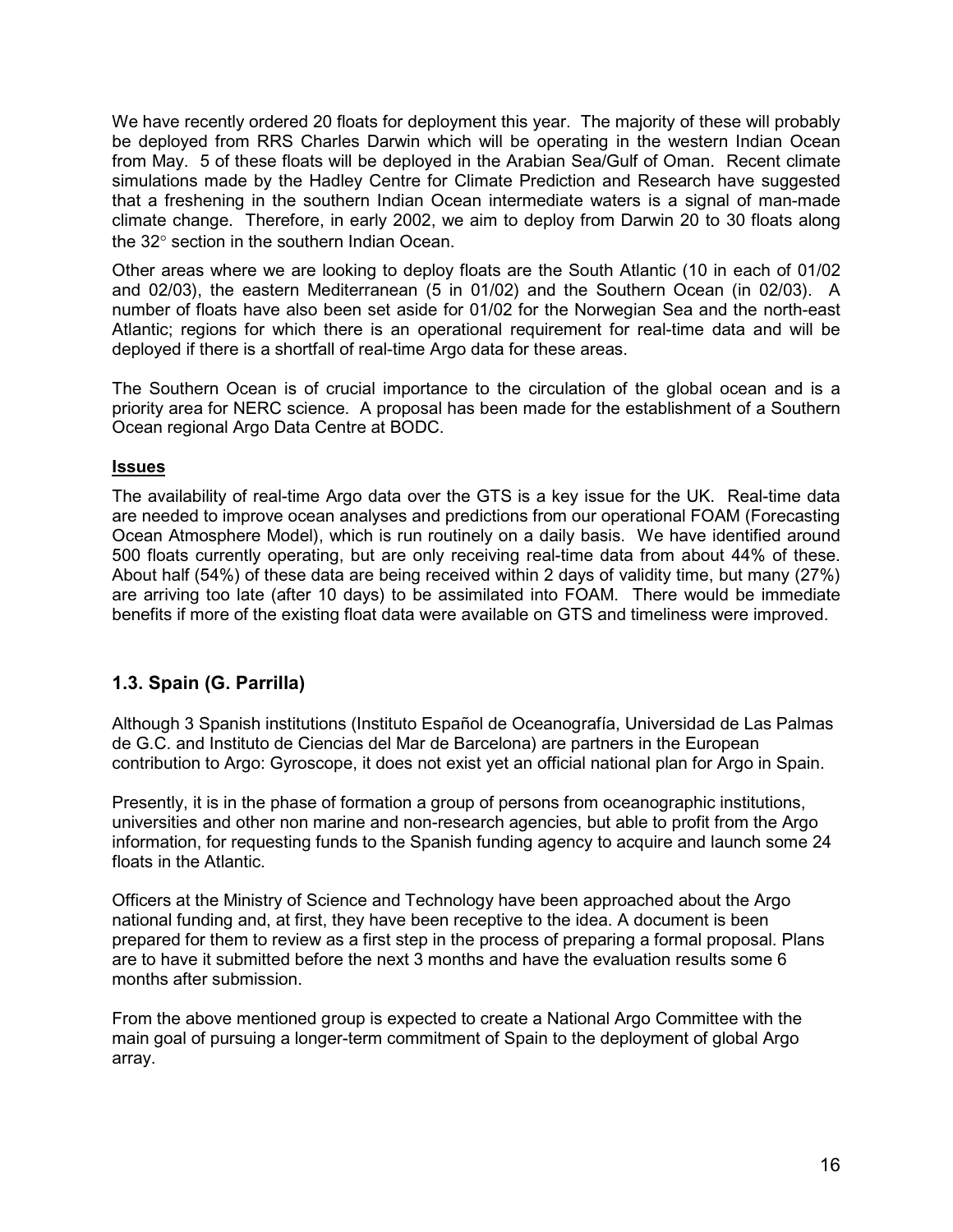We have recently ordered 20 floats for deployment this year. The majority of these will probably be deployed from RRS Charles Darwin which will be operating in the western Indian Ocean from May. 5 of these floats will be deployed in the Arabian Sea/Gulf of Oman. Recent climate simulations made by the Hadley Centre for Climate Prediction and Research have suggested that a freshening in the southern Indian Ocean intermediate waters is a signal of man-made climate change. Therefore, in early 2002, we aim to deploy from Darwin 20 to 30 floats along the 32° section in the southern Indian Ocean.

Other areas where we are looking to deploy floats are the South Atlantic (10 in each of 01/02 and 02/03), the eastern Mediterranean (5 in 01/02) and the Southern Ocean (in 02/03). A number of floats have also been set aside for 01/02 for the Norwegian Sea and the north-east Atlantic; regions for which there is an operational requirement for real-time data and will be deployed if there is a shortfall of real-time Argo data for these areas.

The Southern Ocean is of crucial importance to the circulation of the global ocean and is a priority area for NERC science. A proposal has been made for the establishment of a Southern Ocean regional Argo Data Centre at BODC.

**Issues**

The availability of real-time Argo data over the GTS is a key issue for the UK. Real-time data are needed to improve ocean analyses and predictions from our operational FOAM (Forecasting Ocean Atmosphere Model), which is run routinely on a daily basis. We have identified around 500 floats currently operating, but are only receiving real-time data from about 44% of these. About half (54%) of these data are being received within 2 days of validity time, but many (27%) are arriving too late (after 10 days) to be assimilated into FOAM. There would be immediate benefits if more of the existing float data were available on GTS and timeliness were improved.

### 1.3. Spain (G. Parrilla)

Although 3 Spanish institutions (Instituto Español de Oceanografía, Universidad de Las Palmas de G.C. and Instituto de Ciencias del Mar de Barcelona) are partners in the European contribution to Argo: Gyroscope, it does not exist yet an official national plan for Argo in Spain.

Presently, it is in the phase of formation a group of persons from oceanographic institutions, universities and other non marine and non-research agencies, but able to profit from the Argo information, for requesting funds to the Spanish funding agency to acquire and launch some 24 floats in the Atlantic.

Officers at the Ministry of Science and Technology have been approached about the Argo national funding and, at first, they have been receptive to the idea. A document is been prepared for them to review as a first step in the process of preparing a formal proposal. Plans are to have it submitted before the next 3 months and have the evaluation results some 6 months after submission.

From the above mentioned group is expected to create a National Argo Committee with the main goal of pursuing a longer-term commitment of Spain to the deployment of global Argo array.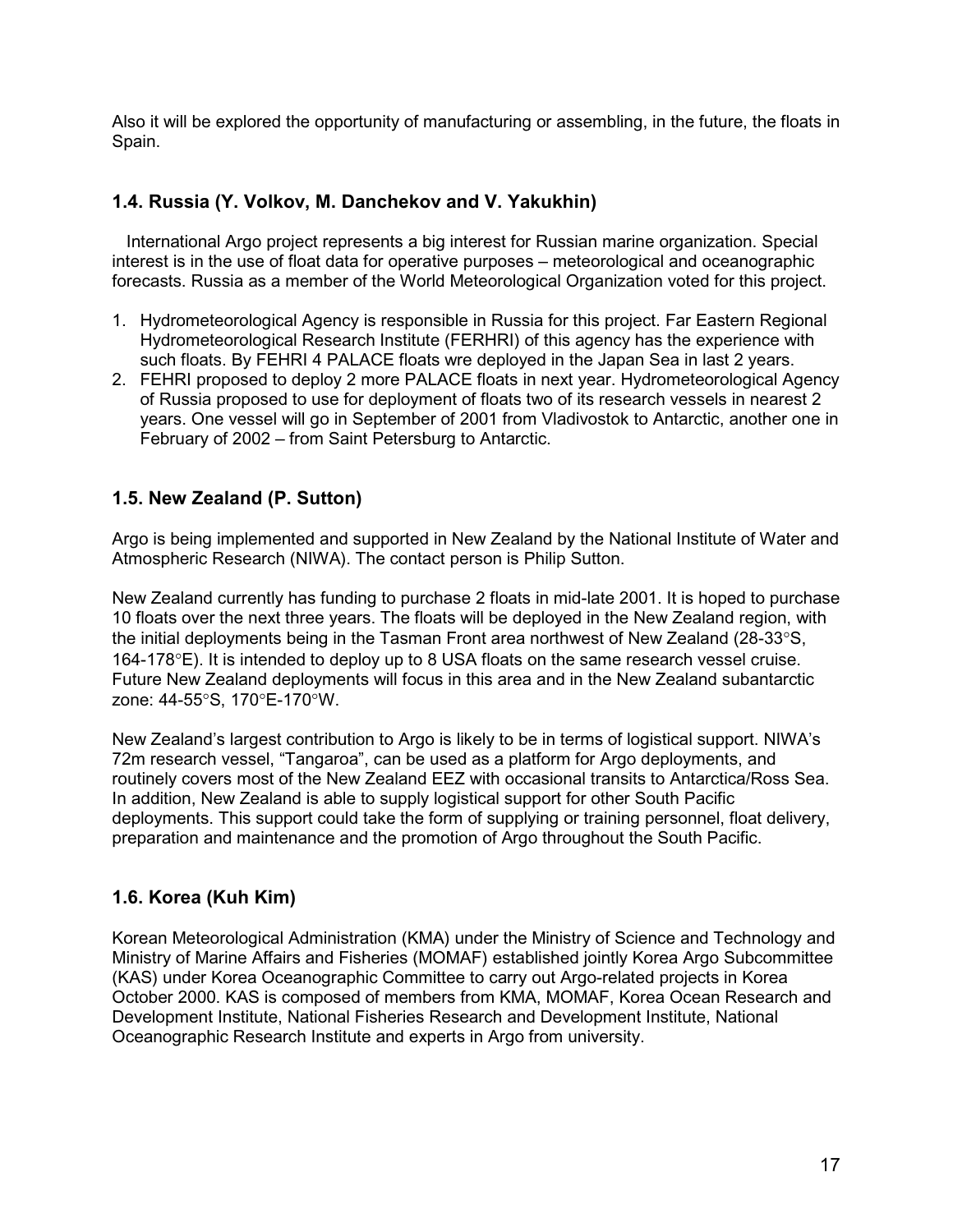Also it will be explored the opportunity of manufacturing or assembling, in the future, the floats in Spain.

### 1.4. Russia (Y. Volkov, M. Danchekov and V. Yakukhin)

International Argo project represents a big interest for Russian marine organization. Special interest is in the use of float data for operative purposes – meteorological and oceanographic forecasts. Russia as a member of the World Meteorological Organization voted for this project.

1. Hydrometeorological Agency is responsible in Russia for this project. Far Eastern Regional Hydrometeorological Research Institute (FERHRI) of this agency has the experience with such floats. By FEHRI 4 PALACE floats wre deployed in the Japan Sea in last 2 years.
2. FEHRI proposed to deploy 2 more PALACE floats in next year. Hydrometeorological Agency of Russia proposed to use for deployment of floats two of its research vessels in nearest 2 years. One vessel will go in September of 2001 from Vladivostok to Antarctic, another one in February of 2002 – from Saint Petersburg to Antarctic.

### 1.5. New Zealand (P. Sutton)

Argo is being implemented and supported in New Zealand by the National Institute of Water and Atmospheric Research (NIWA). The contact person is Philip Sutton.

New Zealand currently has funding to purchase 2 floats in mid-late 2001. It is hoped to purchase 10 floats over the next three years. The floats will be deployed in the New Zealand region, with the initial deployments being in the Tasman Front area northwest of New Zealand (28-33°S, 164-178°E). It is intended to deploy up to 8 USA floats on the same research vessel cruise. Future New Zealand deployments will focus in this area and in the New Zealand subantarctic zone: 44-55°S, 170°E-170°W.

New Zealand's largest contribution to Argo is likely to be in terms of logistical support. NIWA's 72m research vessel, "Tangaroa", can be used as a platform for Argo deployments, and routinely covers most of the New Zealand EEZ with occasional transits to Antarctica/Ross Sea. In addition, New Zealand is able to supply logistical support for other South Pacific deployments. This support could take the form of supplying or training personnel, float delivery, preparation and maintenance and the promotion of Argo throughout the South Pacific.

### 1.6. Korea (Kuh Kim)

Korean Meteorological Administration (KMA) under the Ministry of Science and Technology and Ministry of Marine Affairs and Fisheries (MOMAF) established jointly Korea Argo Subcommittee (KAS) under Korea Oceanographic Committee to carry out Argo-related projects in Korea October 2000. KAS is composed of members from KMA, MOMAF, Korea Ocean Research and Development Institute, National Fisheries Research and Development Institute, National Oceanographic Research Institute and experts in Argo from university.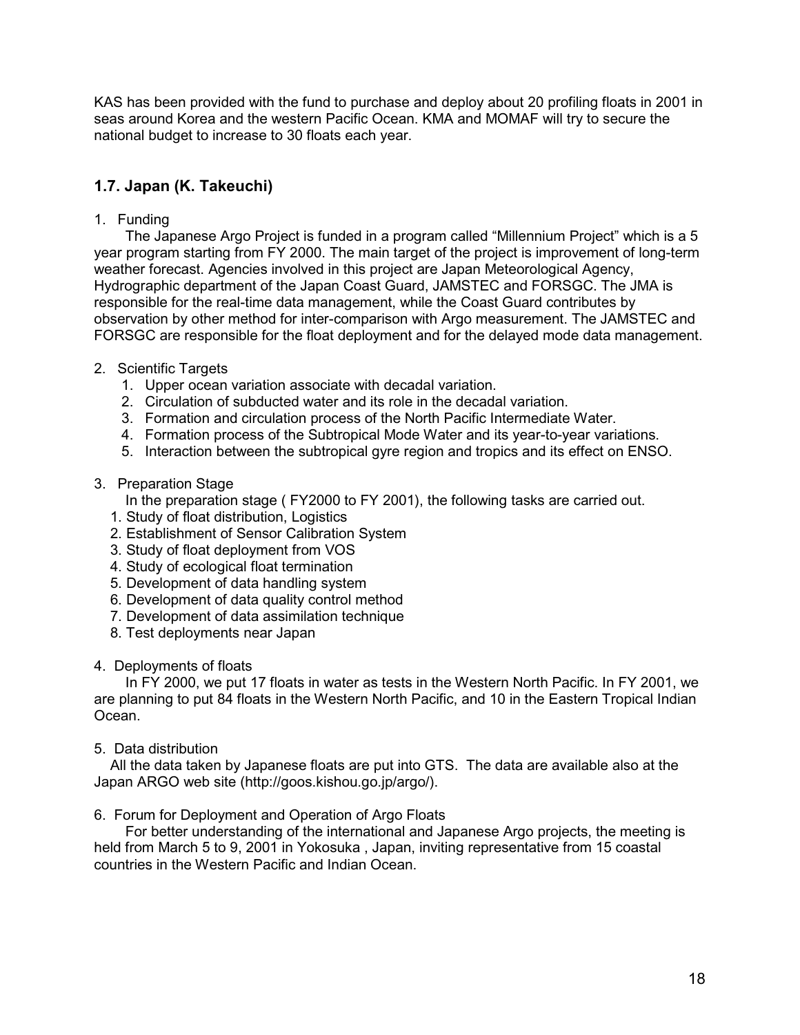KAS has been provided with the fund to purchase and deploy about 20 profiling floats in 2001 in seas around Korea and the western Pacific Ocean. KMA and MOMAF will try to secure the national budget to increase to 30 floats each year.

### 1.7. Japan (K. Takeuchi)

1. Funding

   The Japanese Argo Project is funded in a program called "Millennium Project" which is a 5 year program starting from FY 2000. The main target of the project is improvement of long-term weather forecast. Agencies involved in this project are Japan Meteorological Agency, Hydrographic department of the Japan Coast Guard, JAMSTEC and FORSGC. The JMA is responsible for the real-time data management, while the Coast Guard contributes by observation by other method for inter-comparison with Argo measurement. The JAMSTEC and FORSGC are responsible for the float deployment and for the delayed mode data management.

2. Scientific Targets
   1. Upper ocean variation associate with decadal variation.
   2. Circulation of subducted water and its role in the decadal variation.
   3. Formation and circulation process of the North Pacific Intermediate Water.
   4. Formation process of the Subtropical Mode Water and its year-to-year variations.
   5. Interaction between the subtropical gyre region and tropics and its effect on ENSO.

3. Preparation Stage

   In the preparation stage ( FY2000 to FY 2001), the following tasks are carried out.
   1. Study of float distribution, Logistics
   2. Establishment of Sensor Calibration System
   3. Study of float deployment from VOS
   4. Study of ecological float termination
   5. Development of data handling system
   6. Development of data quality control method
   7. Development of data assimilation technique
   8. Test deployments near Japan

4. Deployments of floats

   In FY 2000, we put 17 floats in water as tests in the Western North Pacific. In FY 2001, we are planning to put 84 floats in the Western North Pacific, and 10 in the Eastern Tropical Indian Ocean.

5. Data distribution

   All the data taken by Japanese floats are put into GTS. The data are available also at the Japan ARGO web site (http://goos.kishou.go.jp/argo/).

6. Forum for Deployment and Operation of Argo Floats

   For better understanding of the international and Japanese Argo projects, the meeting is held from March 5 to 9, 2001 in Yokosuka , Japan, inviting representative from 15 coastal countries in the Western Pacific and Indian Ocean.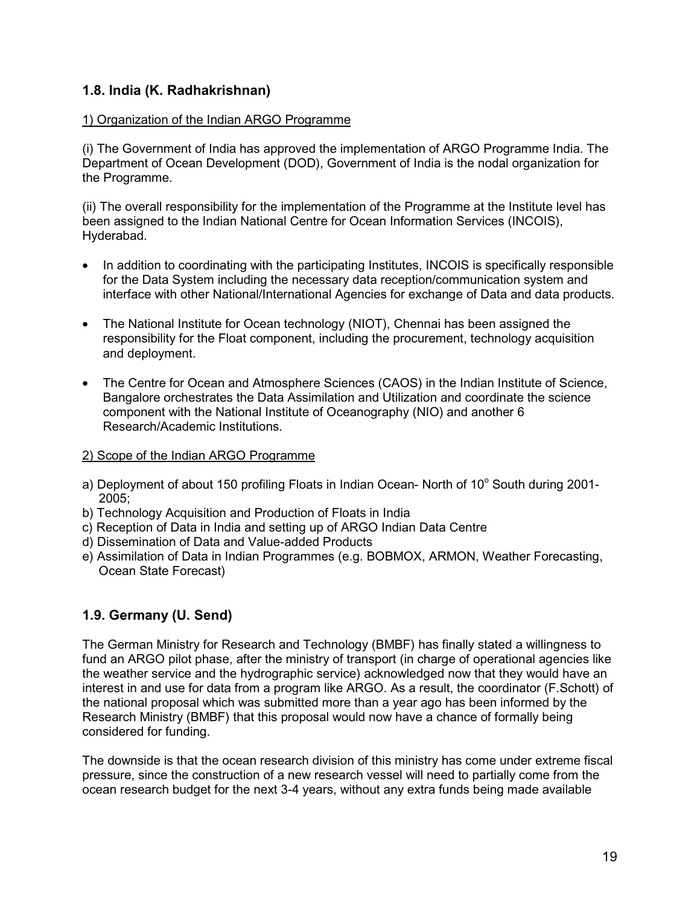## 1.8. India (K. Radhakrishnan)

1) Organization of the Indian ARGO Programme

(i) The Government of India has approved the implementation of ARGO Programme India. The Department of Ocean Development (DOD), Government of India is the nodal organization for the Programme.

(ii) The overall responsibility for the implementation of the Programme at the Institute level has been assigned to the Indian National Centre for Ocean Information Services (INCOIS), Hyderabad.

- In addition to coordinating with the participating Institutes, INCOIS is specifically responsible for the Data System including the necessary data reception/communication system and interface with other National/International Agencies for exchange of Data and data products.
- The National Institute for Ocean technology (NIOT), Chennai has been assigned the responsibility for the Float component, including the procurement, technology acquisition and deployment.
- The Centre for Ocean and Atmosphere Sciences (CAOS) in the Indian Institute of Science, Bangalore orchestrates the Data Assimilation and Utilization and coordinate the science component with the National Institute of Oceanography (NIO) and another 6 Research/Academic Institutions.

2) Scope of the Indian ARGO Programme

a) Deployment of about 150 profiling Floats in Indian Ocean- North of 10° South during 2001-2005;
b) Technology Acquisition and Production of Floats in India
c) Reception of Data in India and setting up of ARGO Indian Data Centre
d) Dissemination of Data and Value-added Products
e) Assimilation of Data in Indian Programmes (e.g. BOBMOX, ARMON, Weather Forecasting, Ocean State Forecast)

## 1.9. Germany (U. Send)

The German Ministry for Research and Technology (BMBF) has finally stated a willingness to fund an ARGO pilot phase, after the ministry of transport (in charge of operational agencies like the weather service and the hydrographic service) acknowledged now that they would have an interest in and use for data from a program like ARGO. As a result, the coordinator (F.Schott) of the national proposal which was submitted more than a year ago has been informed by the Research Ministry (BMBF) that this proposal would now have a chance of formally being considered for funding.

The downside is that the ocean research division of this ministry has come under extreme fiscal pressure, since the construction of a new research vessel will need to partially come from the ocean research budget for the next 3-4 years, without any extra funds being made available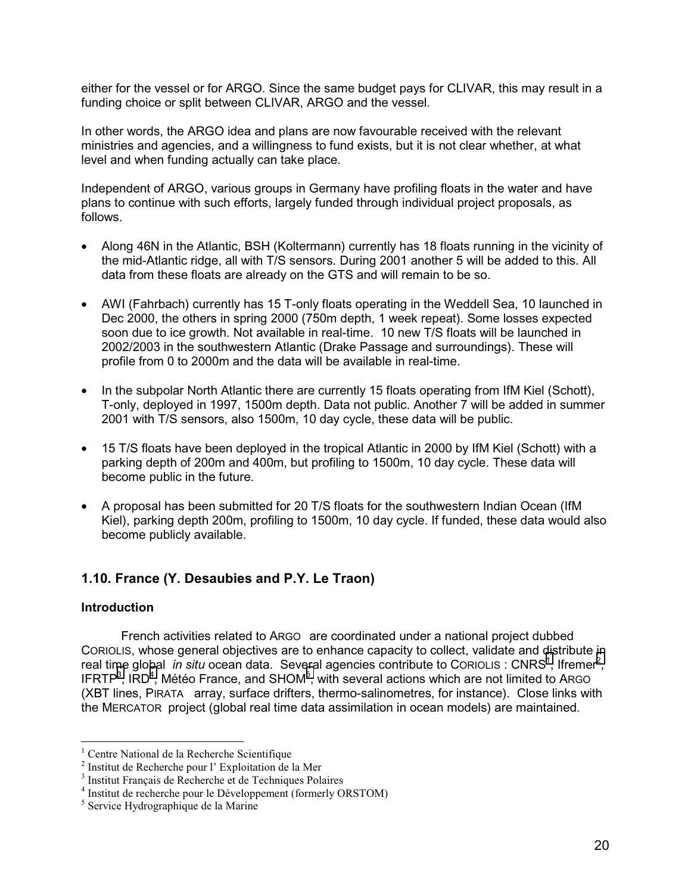either for the vessel or for ARGO. Since the same budget pays for CLIVAR, this may result in a funding choice or split between CLIVAR, ARGO and the vessel.

In other words, the ARGO idea and plans are now favourable received with the relevant ministries and agencies, and a willingness to fund exists, but it is not clear whether, at what level and when funding actually can take place.

Independent of ARGO, various groups in Germany have profiling floats in the water and have plans to continue with such efforts, largely funded through individual project proposals, as follows.

- Along 46N in the Atlantic, BSH (Koltermann) currently has 18 floats running in the vicinity of the mid-Atlantic ridge, all with T/S sensors. During 2001 another 5 will be added to this. All data from these floats are already on the GTS and will remain to be so.

- AWI (Fahrbach) currently has 15 T-only floats operating in the Weddell Sea, 10 launched in Dec 2000, the others in spring 2000 (750m depth, 1 week repeat). Some losses expected soon due to ice growth. Not available in real-time. 10 new T/S floats will be launched in 2002/2003 in the southwestern Atlantic (Drake Passage and surroundings). These will profile from 0 to 2000m and the data will be available in real-time.

- In the subpolar North Atlantic there are currently 15 floats operating from IfM Kiel (Schott), T-only, deployed in 1997, 1500m depth. Data not public. Another 7 will be added in summer 2001 with T/S sensors, also 1500m, 10 day cycle, these data will be public.

- 15 T/S floats have been deployed in the tropical Atlantic in 2000 by IfM Kiel (Schott) with a parking depth of 200m and 400m, but profiling to 1500m, 10 day cycle. These data will become public in the future.

- A proposal has been submitted for 20 T/S floats for the southwestern Indian Ocean (IfM Kiel), parking depth 200m, profiling to 1500m, 10 day cycle. If funded, these data would also become publicly available.

## 1.10. France (Y. Desaubies and P.Y. Le Traon)

**Introduction**

French activities related to ARGO are coordinated under a national project dubbed CORIOLIS, whose general objectives are to enhance capacity to collect, validate and distribute in real time global *in situ* ocean data. Several agencies contribute to CORIOLIS : CNRS[1], Ifremer[2], IFRTP[3], IRD[4], Météo France, and SHOM[5], with several actions which are not limited to ARGO (XBT lines, PIRATA array, surface drifters, thermo-salinometres, for instance). Close links with the MERCATOR project (global real time data assimilation in ocean models) are maintained.

---

[1] Centre National de la Recherche Scientifique

[2] Institut de Recherche pour l' Exploitation de la Mer

[3] Institut Français de Recherche et de Techniques Polaires

[4] Institut de recherche pour le Développement (formerly ORSTOM)

[5] Service Hydrographique de la Marine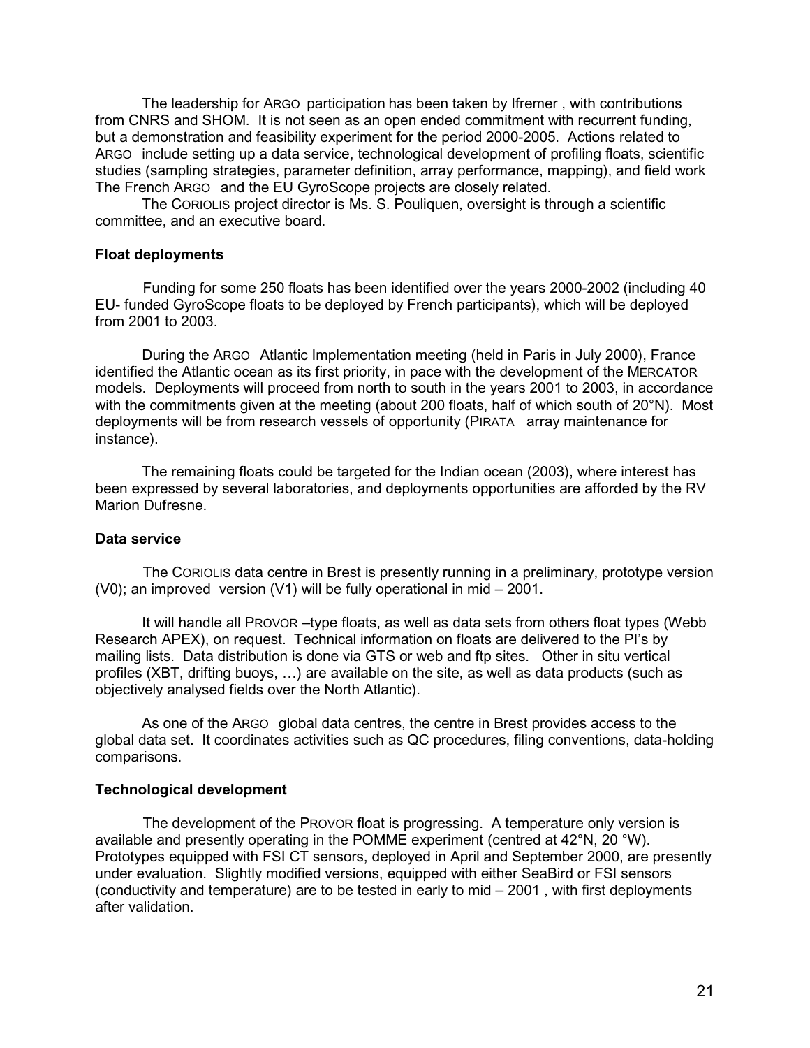The leadership for ARGO participation has been taken by Ifremer , with contributions from CNRS and SHOM. It is not seen as an open ended commitment with recurrent funding, but a demonstration and feasibility experiment for the period 2000-2005. Actions related to ARGO include setting up a data service, technological development of profiling floats, scientific studies (sampling strategies, parameter definition, array performance, mapping), and field work The French ARGO and the EU GyroScope projects are closely related.

The CORIOLIS project director is Ms. S. Pouliquen, oversight is through a scientific committee, and an executive board.

**Float deployments**

Funding for some 250 floats has been identified over the years 2000-2002 (including 40 EU- funded GyroScope floats to be deployed by French participants), which will be deployed from 2001 to 2003.

During the ARGO Atlantic Implementation meeting (held in Paris in July 2000), France identified the Atlantic ocean as its first priority, in pace with the development of the MERCATOR models. Deployments will proceed from north to south in the years 2001 to 2003, in accordance with the commitments given at the meeting (about 200 floats, half of which south of 20°N). Most deployments will be from research vessels of opportunity (PIRATA array maintenance for instance).

The remaining floats could be targeted for the Indian ocean (2003), where interest has been expressed by several laboratories, and deployments opportunities are afforded by the RV Marion Dufresne.

**Data service**

The CORIOLIS data centre in Brest is presently running in a preliminary, prototype version (V0); an improved version (V1) will be fully operational in mid – 2001.

It will handle all PROVOR –type floats, as well as data sets from others float types (Webb Research APEX), on request. Technical information on floats are delivered to the PI's by mailing lists. Data distribution is done via GTS or web and ftp sites. Other in situ vertical profiles (XBT, drifting buoys, …) are available on the site, as well as data products (such as objectively analysed fields over the North Atlantic).

As one of the ARGO global data centres, the centre in Brest provides access to the global data set. It coordinates activities such as QC procedures, filing conventions, data-holding comparisons.

**Technological development**

The development of the PROVOR float is progressing. A temperature only version is available and presently operating in the POMME experiment (centred at 42°N, 20 °W). Prototypes equipped with FSI CT sensors, deployed in April and September 2000, are presently under evaluation. Slightly modified versions, equipped with either SeaBird or FSI sensors (conductivity and temperature) are to be tested in early to mid – 2001 , with first deployments after validation.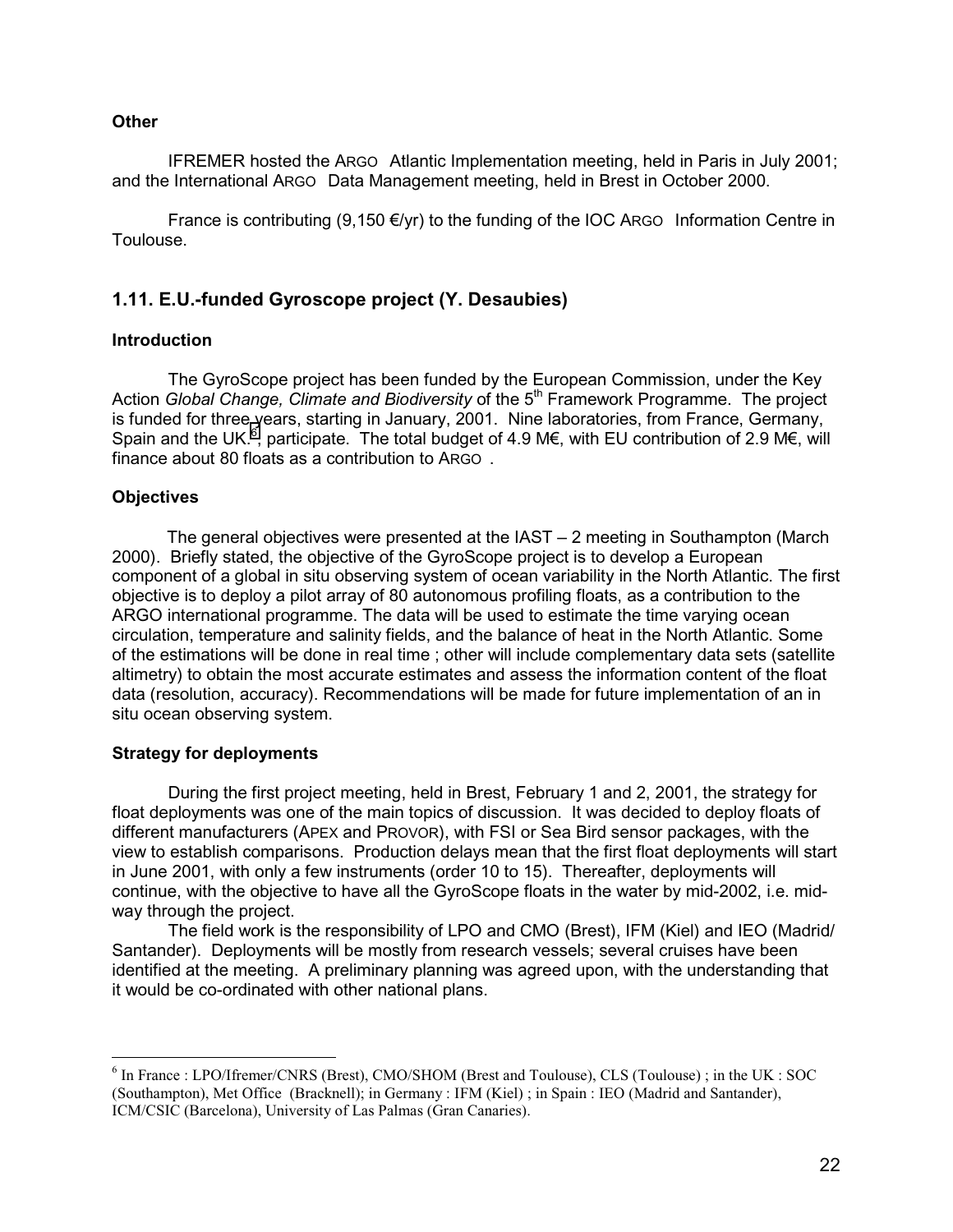**Other**

IFREMER hosted the ARGO Atlantic Implementation meeting, held in Paris in July 2001; and the International ARGO Data Management meeting, held in Brest in October 2000.

France is contributing (9,150 €/yr) to the funding of the IOC ARGO Information Centre in Toulouse.

## 1.11. E.U.-funded Gyroscope project (Y. Desaubies)

**Introduction**

The GyroScope project has been funded by the European Commission, under the Key Action *Global Change, Climate and Biodiversity* of the 5th Framework Programme. The project is funded for three years, starting in January, 2001. Nine laboratories, from France, Germany, Spain and the UK[6], participate. The total budget of 4.9 M€, with EU contribution of 2.9 M€, will finance about 80 floats as a contribution to ARGO .

**Objectives**

The general objectives were presented at the IAST – 2 meeting in Southampton (March 2000). Briefly stated, the objective of the GyroScope project is to develop a European component of a global in situ observing system of ocean variability in the North Atlantic. The first objective is to deploy a pilot array of 80 autonomous profiling floats, as a contribution to the ARGO international programme. The data will be used to estimate the time varying ocean circulation, temperature and salinity fields, and the balance of heat in the North Atlantic. Some of the estimations will be done in real time ; other will include complementary data sets (satellite altimetry) to obtain the most accurate estimates and assess the information content of the float data (resolution, accuracy). Recommendations will be made for future implementation of an in situ ocean observing system.

**Strategy for deployments**

During the first project meeting, held in Brest, February 1 and 2, 2001, the strategy for float deployments was one of the main topics of discussion. It was decided to deploy floats of different manufacturers (APEX and PROVOR), with FSI or Sea Bird sensor packages, with the view to establish comparisons. Production delays mean that the first float deployments will start in June 2001, with only a few instruments (order 10 to 15). Thereafter, deployments will continue, with the objective to have all the GyroScope floats in the water by mid-2002, i.e. mid-way through the project.

The field work is the responsibility of LPO and CMO (Brest), IFM (Kiel) and IEO (Madrid/ Santander). Deployments will be mostly from research vessels; several cruises have been identified at the meeting. A preliminary planning was agreed upon, with the understanding that it would be co-ordinated with other national plans.

---

[6] In France : LPO/Ifremer/CNRS (Brest), CMO/SHOM (Brest and Toulouse), CLS (Toulouse) ; in the UK : SOC (Southampton), Met Office (Bracknell); in Germany : IFM (Kiel) ; in Spain : IEO (Madrid and Santander), ICM/CSIC (Barcelona), University of Las Palmas (Gran Canaries).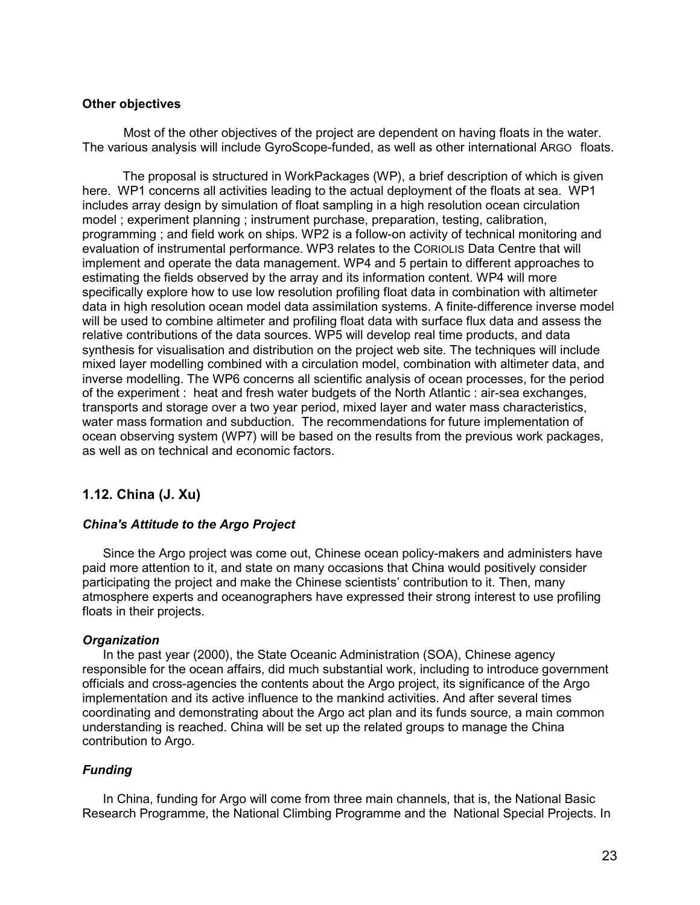**Other objectives**

Most of the other objectives of the project are dependent on having floats in the water. The various analysis will include GyroScope-funded, as well as other international ARGO floats.

The proposal is structured in WorkPackages (WP), a brief description of which is given here. WP1 concerns all activities leading to the actual deployment of the floats at sea. WP1 includes array design by simulation of float sampling in a high resolution ocean circulation model ; experiment planning ; instrument purchase, preparation, testing, calibration, programming ; and field work on ships. WP2 is a follow-on activity of technical monitoring and evaluation of instrumental performance. WP3 relates to the CORIOLIS Data Centre that will implement and operate the data management. WP4 and 5 pertain to different approaches to estimating the fields observed by the array and its information content. WP4 will more specifically explore how to use low resolution profiling float data in combination with altimeter data in high resolution ocean model data assimilation systems. A finite-difference inverse model will be used to combine altimeter and profiling float data with surface flux data and assess the relative contributions of the data sources. WP5 will develop real time products, and data synthesis for visualisation and distribution on the project web site. The techniques will include mixed layer modelling combined with a circulation model, combination with altimeter data, and inverse modelling. The WP6 concerns all scientific analysis of ocean processes, for the period of the experiment : heat and fresh water budgets of the North Atlantic : air-sea exchanges, transports and storage over a two year period, mixed layer and water mass characteristics, water mass formation and subduction. The recommendations for future implementation of ocean observing system (WP7) will be based on the results from the previous work packages, as well as on technical and economic factors.

## 1.12. China (J. Xu)

### *China's Attitude to the Argo Project*

Since the Argo project was come out, Chinese ocean policy-makers and administers have paid more attention to it, and state on many occasions that China would positively consider participating the project and make the Chinese scientists' contribution to it. Then, many atmosphere experts and oceanographers have expressed their strong interest to use profiling floats in their projects.

### *Organization*

In the past year (2000), the State Oceanic Administration (SOA), Chinese agency responsible for the ocean affairs, did much substantial work, including to introduce government officials and cross-agencies the contents about the Argo project, its significance of the Argo implementation and its active influence to the mankind activities. And after several times coordinating and demonstrating about the Argo act plan and its funds source, a main common understanding is reached. China will be set up the related groups to manage the China contribution to Argo.

### *Funding*

In China, funding for Argo will come from three main channels, that is, the National Basic Research Programme, the National Climbing Programme and the National Special Projects. In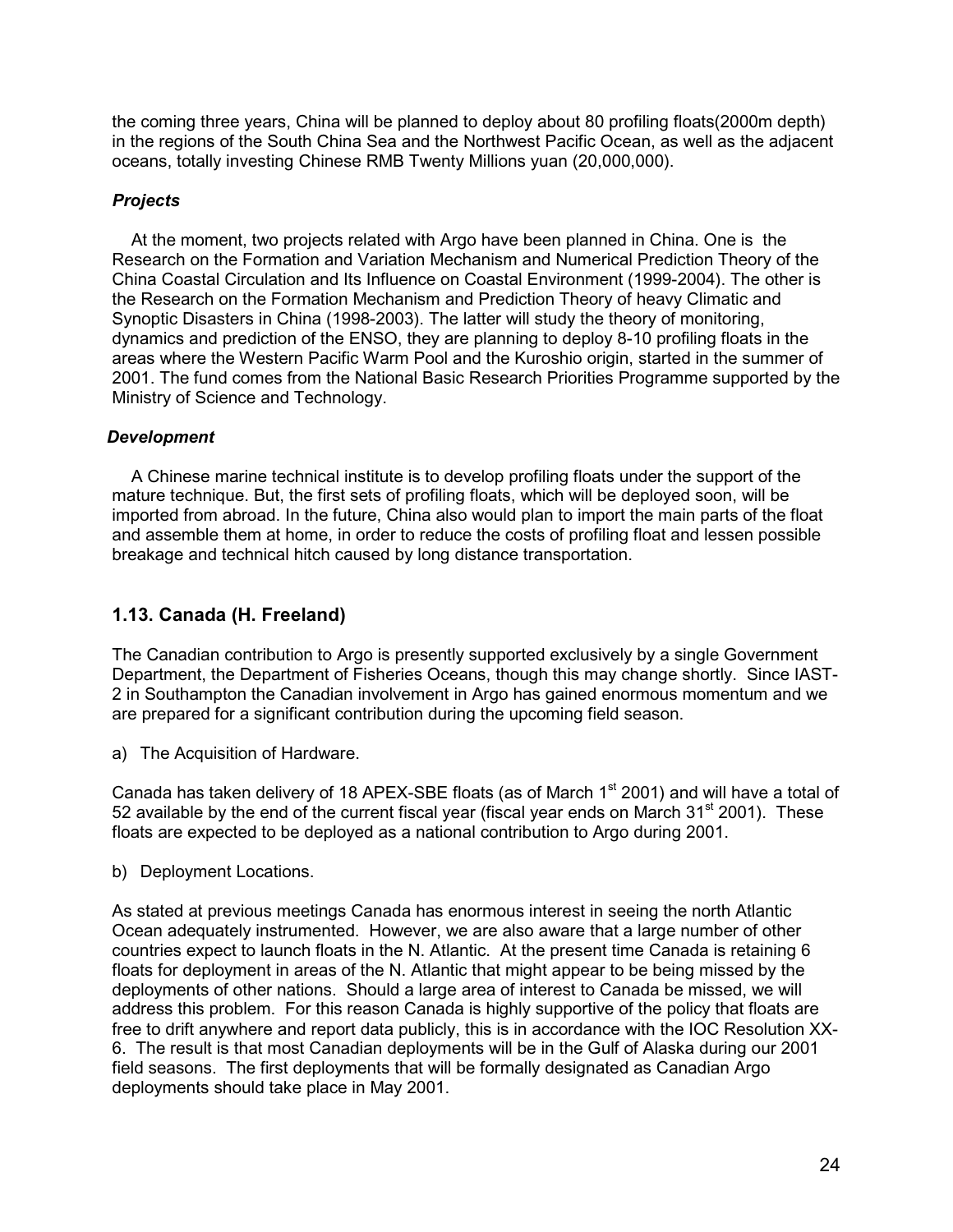the coming three years, China will be planned to deploy about 80 profiling floats(2000m depth) in the regions of the South China Sea and the Northwest Pacific Ocean, as well as the adjacent oceans, totally investing Chinese RMB Twenty Millions yuan (20,000,000).

***Projects***

At the moment, two projects related with Argo have been planned in China. One is the Research on the Formation and Variation Mechanism and Numerical Prediction Theory of the China Coastal Circulation and Its Influence on Coastal Environment (1999-2004). The other is the Research on the Formation Mechanism and Prediction Theory of heavy Climatic and Synoptic Disasters in China (1998-2003). The latter will study the theory of monitoring, dynamics and prediction of the ENSO, they are planning to deploy 8-10 profiling floats in the areas where the Western Pacific Warm Pool and the Kuroshio origin, started in the summer of 2001. The fund comes from the National Basic Research Priorities Programme supported by the Ministry of Science and Technology.

***Development***

A Chinese marine technical institute is to develop profiling floats under the support of the mature technique. But, the first sets of profiling floats, which will be deployed soon, will be imported from abroad. In the future, China also would plan to import the main parts of the float and assemble them at home, in order to reduce the costs of profiling float and lessen possible breakage and technical hitch caused by long distance transportation.

## 1.13. Canada (H. Freeland)

The Canadian contribution to Argo is presently supported exclusively by a single Government Department, the Department of Fisheries Oceans, though this may change shortly. Since IAST-2 in Southampton the Canadian involvement in Argo has gained enormous momentum and we are prepared for a significant contribution during the upcoming field season.

a) The Acquisition of Hardware.

Canada has taken delivery of 18 APEX-SBE floats (as of March 1st 2001) and will have a total of 52 available by the end of the current fiscal year (fiscal year ends on March 31st 2001). These floats are expected to be deployed as a national contribution to Argo during 2001.

b) Deployment Locations.

As stated at previous meetings Canada has enormous interest in seeing the north Atlantic Ocean adequately instrumented. However, we are also aware that a large number of other countries expect to launch floats in the N. Atlantic. At the present time Canada is retaining 6 floats for deployment in areas of the N. Atlantic that might appear to be being missed by the deployments of other nations. Should a large area of interest to Canada be missed, we will address this problem. For this reason Canada is highly supportive of the policy that floats are free to drift anywhere and report data publicly, this is in accordance with the IOC Resolution XX-6. The result is that most Canadian deployments will be in the Gulf of Alaska during our 2001 field seasons. The first deployments that will be formally designated as Canadian Argo deployments should take place in May 2001.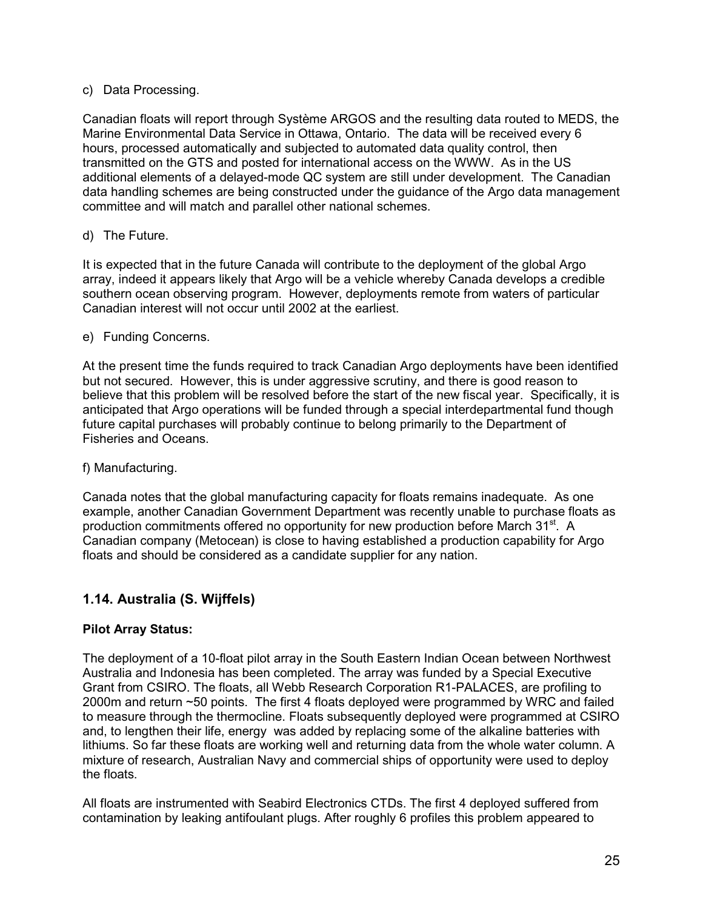c) Data Processing.

Canadian floats will report through Système ARGOS and the resulting data routed to MEDS, the Marine Environmental Data Service in Ottawa, Ontario. The data will be received every 6 hours, processed automatically and subjected to automated data quality control, then transmitted on the GTS and posted for international access on the WWW. As in the US additional elements of a delayed-mode QC system are still under development. The Canadian data handling schemes are being constructed under the guidance of the Argo data management committee and will match and parallel other national schemes.

d) The Future.

It is expected that in the future Canada will contribute to the deployment of the global Argo array, indeed it appears likely that Argo will be a vehicle whereby Canada develops a credible southern ocean observing program. However, deployments remote from waters of particular Canadian interest will not occur until 2002 at the earliest.

e) Funding Concerns.

At the present time the funds required to track Canadian Argo deployments have been identified but not secured. However, this is under aggressive scrutiny, and there is good reason to believe that this problem will be resolved before the start of the new fiscal year. Specifically, it is anticipated that Argo operations will be funded through a special interdepartmental fund though future capital purchases will probably continue to belong primarily to the Department of Fisheries and Oceans.

f) Manufacturing.

Canada notes that the global manufacturing capacity for floats remains inadequate. As one example, another Canadian Government Department was recently unable to purchase floats as production commitments offered no opportunity for new production before March 31st. A Canadian company (Metocean) is close to having established a production capability for Argo floats and should be considered as a candidate supplier for any nation.

## 1.14. Australia (S. Wijffels)

**Pilot Array Status:**

The deployment of a 10-float pilot array in the South Eastern Indian Ocean between Northwest Australia and Indonesia has been completed. The array was funded by a Special Executive Grant from CSIRO. The floats, all Webb Research Corporation R1-PALACES, are profiling to 2000m and return ~50 points. The first 4 floats deployed were programmed by WRC and failed to measure through the thermocline. Floats subsequently deployed were programmed at CSIRO and, to lengthen their life, energy was added by replacing some of the alkaline batteries with lithiums. So far these floats are working well and returning data from the whole water column. A mixture of research, Australian Navy and commercial ships of opportunity were used to deploy the floats.

All floats are instrumented with Seabird Electronics CTDs. The first 4 deployed suffered from contamination by leaking antifoulant plugs. After roughly 6 profiles this problem appeared to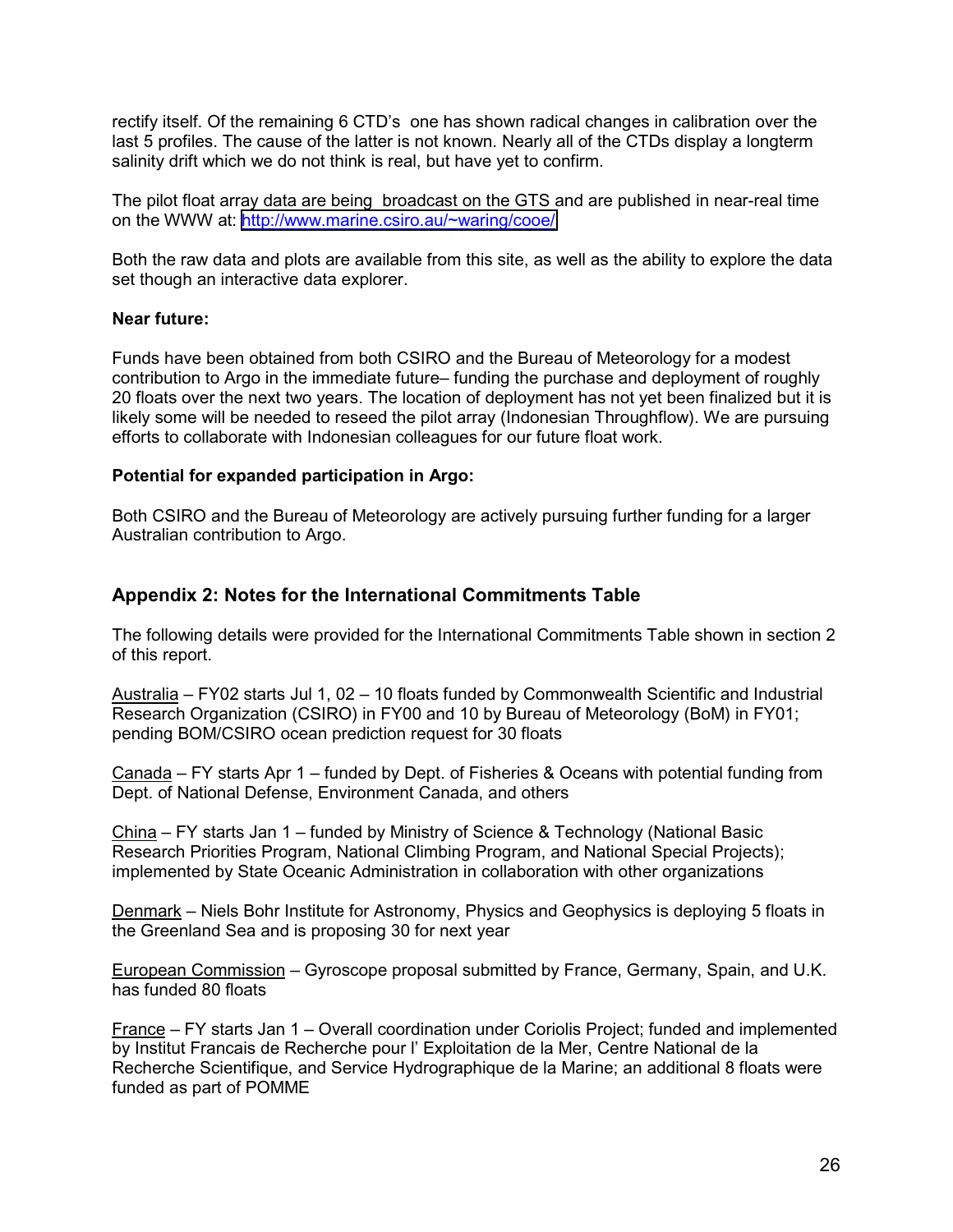rectify itself. Of the remaining 6 CTD's one has shown radical changes in calibration over the last 5 profiles. The cause of the latter is not known. Nearly all of the CTDs display a longterm salinity drift which we do not think is real, but have yet to confirm.

The pilot float array data are being broadcast on the GTS and are published in near-real time on the WWW at: http://www.marine.csiro.au/~waring/cooe/

Both the raw data and plots are available from this site, as well as the ability to explore the data set though an interactive data explorer.

**Near future:**

Funds have been obtained from both CSIRO and the Bureau of Meteorology for a modest contribution to Argo in the immediate future– funding the purchase and deployment of roughly 20 floats over the next two years. The location of deployment has not yet been finalized but it is likely some will be needed to reseed the pilot array (Indonesian Throughflow). We are pursuing efforts to collaborate with Indonesian colleagues for our future float work.

**Potential for expanded participation in Argo:**

Both CSIRO and the Bureau of Meteorology are actively pursuing further funding for a larger Australian contribution to Argo.

## Appendix 2: Notes for the International Commitments Table

The following details were provided for the International Commitments Table shown in section 2 of this report.

Australia – FY02 starts Jul 1, 02 – 10 floats funded by Commonwealth Scientific and Industrial Research Organization (CSIRO) in FY00 and 10 by Bureau of Meteorology (BoM) in FY01; pending BOM/CSIRO ocean prediction request for 30 floats

Canada – FY starts Apr 1 – funded by Dept. of Fisheries & Oceans with potential funding from Dept. of National Defense, Environment Canada, and others

China – FY starts Jan 1 – funded by Ministry of Science & Technology (National Basic Research Priorities Program, National Climbing Program, and National Special Projects); implemented by State Oceanic Administration in collaboration with other organizations

Denmark – Niels Bohr Institute for Astronomy, Physics and Geophysics is deploying 5 floats in the Greenland Sea and is proposing 30 for next year

European Commission – Gyroscope proposal submitted by France, Germany, Spain, and U.K. has funded 80 floats

France – FY starts Jan 1 – Overall coordination under Coriolis Project; funded and implemented by Institut Francais de Recherche pour l' Exploitation de la Mer, Centre National de la Recherche Scientifique, and Service Hydrographique de la Marine; an additional 8 floats were funded as part of POMME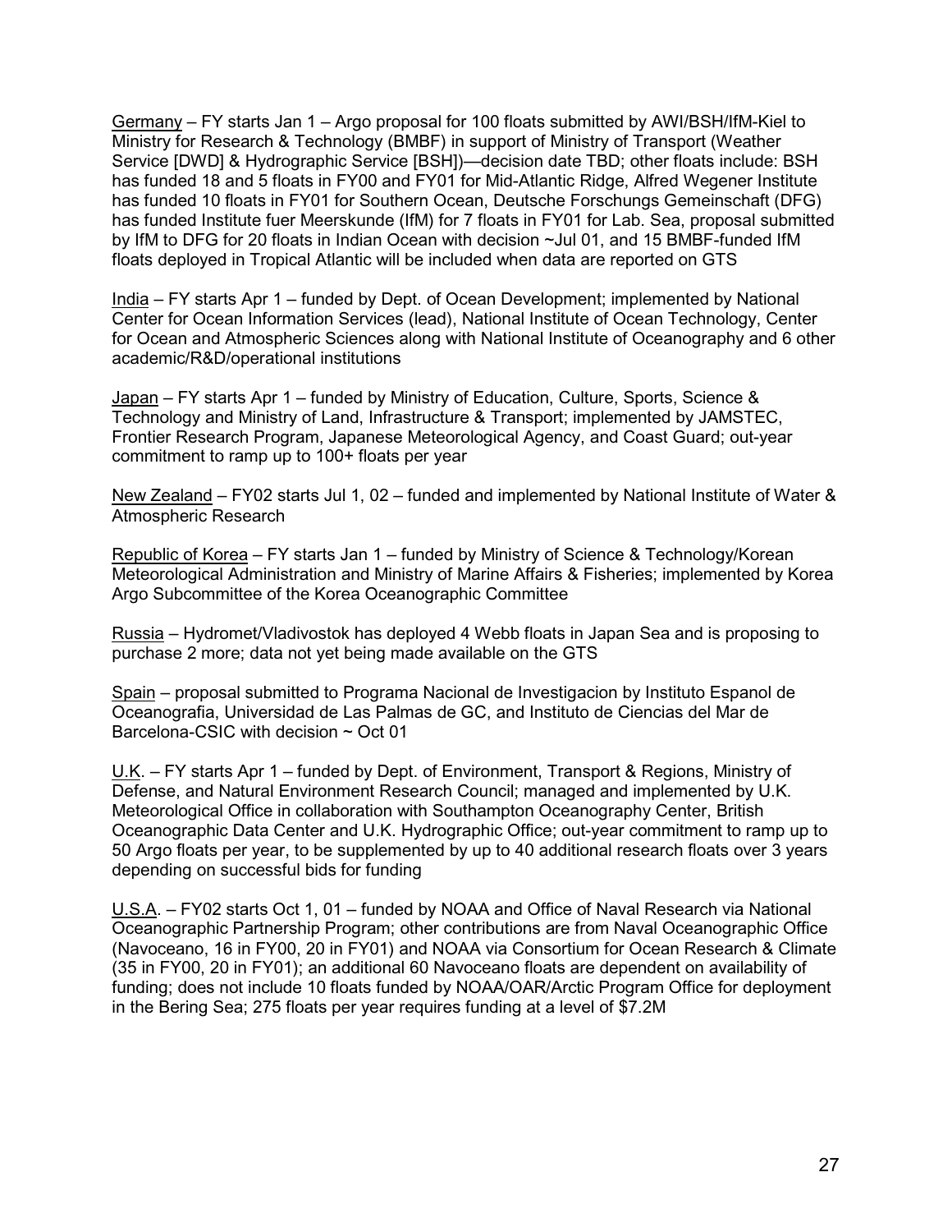Germany – FY starts Jan 1 – Argo proposal for 100 floats submitted by AWI/BSH/IfM-Kiel to Ministry for Research & Technology (BMBF) in support of Ministry of Transport (Weather Service [DWD] & Hydrographic Service [BSH])—decision date TBD; other floats include: BSH has funded 18 and 5 floats in FY00 and FY01 for Mid-Atlantic Ridge, Alfred Wegener Institute has funded 10 floats in FY01 for Southern Ocean, Deutsche Forschungs Gemeinschaft (DFG) has funded Institute fuer Meerskunde (IfM) for 7 floats in FY01 for Lab. Sea, proposal submitted by IfM to DFG for 20 floats in Indian Ocean with decision ~Jul 01, and 15 BMBF-funded IfM floats deployed in Tropical Atlantic will be included when data are reported on GTS

India – FY starts Apr 1 – funded by Dept. of Ocean Development; implemented by National Center for Ocean Information Services (lead), National Institute of Ocean Technology, Center for Ocean and Atmospheric Sciences along with National Institute of Oceanography and 6 other academic/R&D/operational institutions

Japan – FY starts Apr 1 – funded by Ministry of Education, Culture, Sports, Science & Technology and Ministry of Land, Infrastructure & Transport; implemented by JAMSTEC, Frontier Research Program, Japanese Meteorological Agency, and Coast Guard; out-year commitment to ramp up to 100+ floats per year

New Zealand – FY02 starts Jul 1, 02 – funded and implemented by National Institute of Water & Atmospheric Research

Republic of Korea – FY starts Jan 1 – funded by Ministry of Science & Technology/Korean Meteorological Administration and Ministry of Marine Affairs & Fisheries; implemented by Korea Argo Subcommittee of the Korea Oceanographic Committee

Russia – Hydromet/Vladivostok has deployed 4 Webb floats in Japan Sea and is proposing to purchase 2 more; data not yet being made available on the GTS

Spain – proposal submitted to Programa Nacional de Investigacion by Instituto Espanol de Oceanografia, Universidad de Las Palmas de GC, and Instituto de Ciencias del Mar de Barcelona-CSIC with decision ~ Oct 01

U.K. – FY starts Apr 1 – funded by Dept. of Environment, Transport & Regions, Ministry of Defense, and Natural Environment Research Council; managed and implemented by U.K. Meteorological Office in collaboration with Southampton Oceanography Center, British Oceanographic Data Center and U.K. Hydrographic Office; out-year commitment to ramp up to 50 Argo floats per year, to be supplemented by up to 40 additional research floats over 3 years depending on successful bids for funding

U.S.A. – FY02 starts Oct 1, 01 – funded by NOAA and Office of Naval Research via National Oceanographic Partnership Program; other contributions are from Naval Oceanographic Office (Navoceano, 16 in FY00, 20 in FY01) and NOAA via Consortium for Ocean Research & Climate (35 in FY00, 20 in FY01); an additional 60 Navoceano floats are dependent on availability of funding; does not include 10 floats funded by NOAA/OAR/Arctic Program Office for deployment in the Bering Sea; 275 floats per year requires funding at a level of $7.2M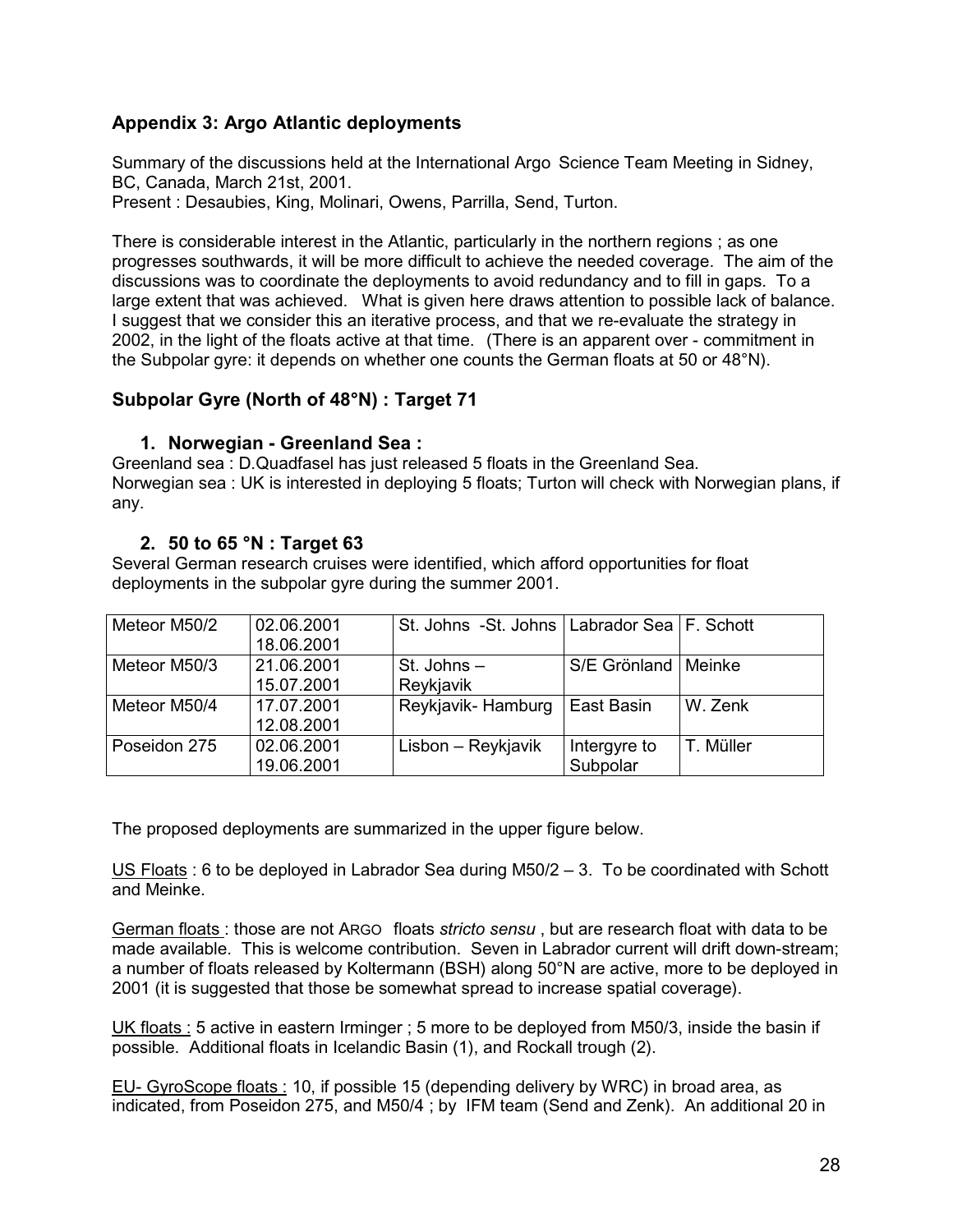## Appendix 3: Argo Atlantic deployments

Summary of the discussions held at the International Argo Science Team Meeting in Sidney, BC, Canada, March 21st, 2001.
Present : Desaubies, King, Molinari, Owens, Parrilla, Send, Turton.

There is considerable interest in the Atlantic, particularly in the northern regions ; as one progresses southwards, it will be more difficult to achieve the needed coverage. The aim of the discussions was to coordinate the deployments to avoid redundancy and to fill in gaps. To a large extent that was achieved. What is given here draws attention to possible lack of balance. I suggest that we consider this an iterative process, and that we re-evaluate the strategy in 2002, in the light of the floats active at that time. (There is an apparent over - commitment in the Subpolar gyre: it depends on whether one counts the German floats at 50 or 48°N).

## Subpolar Gyre (North of 48°N) : Target 71

### 1. Norwegian - Greenland Sea :

Greenland sea : D.Quadfasel has just released 5 floats in the Greenland Sea.
Norwegian sea : UK is interested in deploying 5 floats; Turton will check with Norwegian plans, if any.

### 2. 50 to 65 °N : Target 63

Several German research cruises were identified, which afford opportunities for float deployments in the subpolar gyre during the summer 2001.

| | | | | |
|---|---|---|---|---|
| Meteor M50/2 | 02.06.2001 18.06.2001 | St. Johns -St. Johns | Labrador Sea | F. Schott |
| Meteor M50/3 | 21.06.2001 15.07.2001 | St. Johns – Reykjavik | S/E Grönland | Meinke |
| Meteor M50/4 | 17.07.2001 12.08.2001 | Reykjavik- Hamburg | East Basin | W. Zenk |
| Poseidon 275 | 02.06.2001 19.06.2001 | Lisbon – Reykjavik | Intergyre to Subpolar | T. Müller |

The proposed deployments are summarized in the upper figure below.

US Floats : 6 to be deployed in Labrador Sea during M50/2 – 3. To be coordinated with Schott and Meinke.

German floats : those are not ARGO floats *stricto sensu* , but are research float with data to be made available. This is welcome contribution. Seven in Labrador current will drift down-stream; a number of floats released by Koltermann (BSH) along 50°N are active, more to be deployed in 2001 (it is suggested that those be somewhat spread to increase spatial coverage).

UK floats : 5 active in eastern Irminger ; 5 more to be deployed from M50/3, inside the basin if possible. Additional floats in Icelandic Basin (1), and Rockall trough (2).

EU- GyroScope floats : 10, if possible 15 (depending delivery by WRC) in broad area, as indicated, from Poseidon 275, and M50/4 ; by IFM team (Send and Zenk). An additional 20 in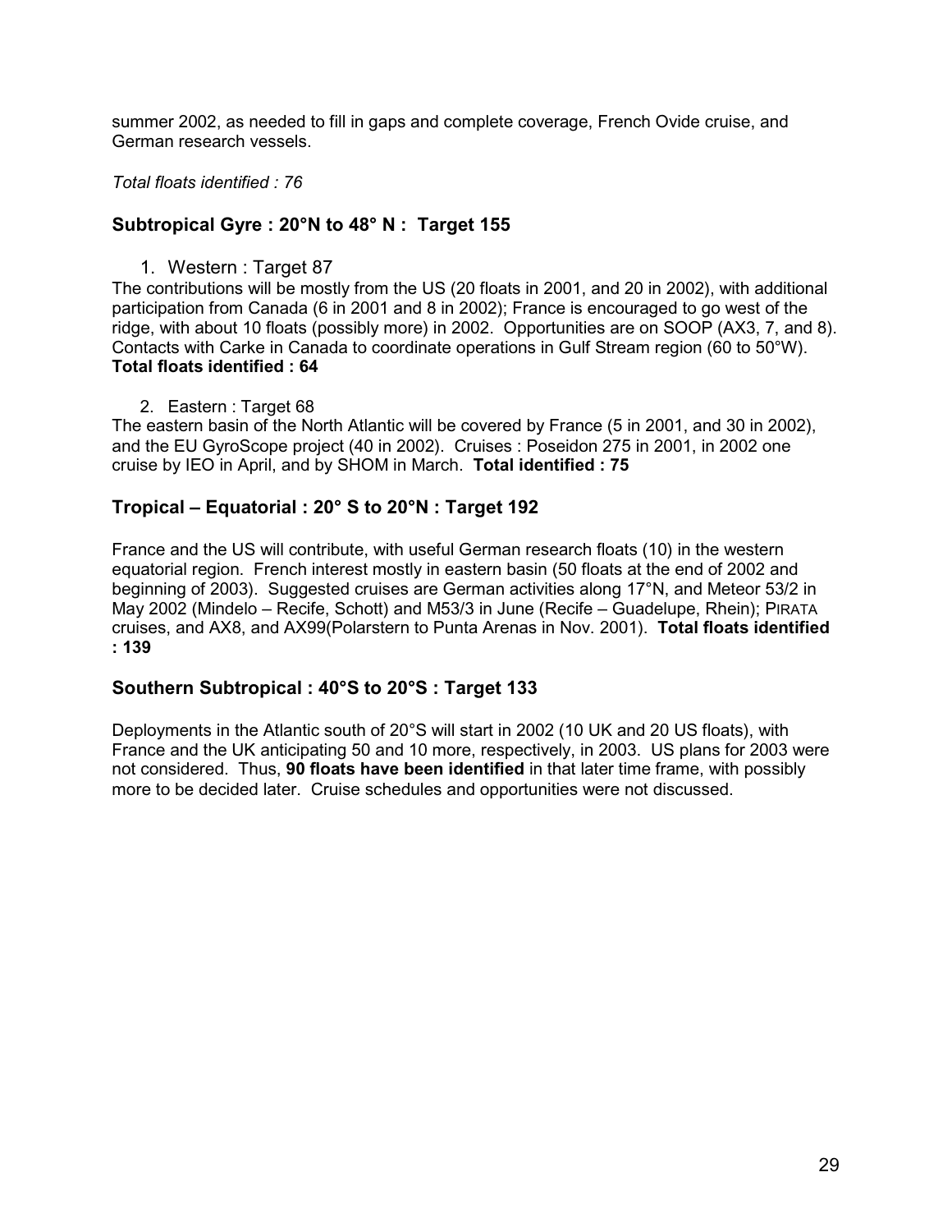summer 2002, as needed to fill in gaps and complete coverage, French Ovide cruise, and German research vessels.

*Total floats identified : 76*

## Subtropical Gyre : 20°N to 48° N : Target 155

1. Western : Target 87

The contributions will be mostly from the US (20 floats in 2001, and 20 in 2002), with additional participation from Canada (6 in 2001 and 8 in 2002); France is encouraged to go west of the ridge, with about 10 floats (possibly more) in 2002. Opportunities are on SOOP (AX3, 7, and 8). Contacts with Carke in Canada to coordinate operations in Gulf Stream region (60 to 50°W).
**Total floats identified : 64**

2. Eastern : Target 68

The eastern basin of the North Atlantic will be covered by France (5 in 2001, and 30 in 2002), and the EU GyroScope project (40 in 2002). Cruises : Poseidon 275 in 2001, in 2002 one cruise by IEO in April, and by SHOM in March. **Total identified : 75**

## Tropical – Equatorial : 20° S to 20°N : Target 192

France and the US will contribute, with useful German research floats (10) in the western equatorial region. French interest mostly in eastern basin (50 floats at the end of 2002 and beginning of 2003). Suggested cruises are German activities along 17°N, and Meteor 53/2 in May 2002 (Mindelo – Recife, Schott) and M53/3 in June (Recife – Guadelupe, Rhein); PIRATA cruises, and AX8, and AX99(Polarstern to Punta Arenas in Nov. 2001). **Total floats identified : 139**

## Southern Subtropical : 40°S to 20°S : Target 133

Deployments in the Atlantic south of 20°S will start in 2002 (10 UK and 20 US floats), with France and the UK anticipating 50 and 10 more, respectively, in 2003. US plans for 2003 were not considered. Thus, **90 floats have been identified** in that later time frame, with possibly more to be decided later. Cruise schedules and opportunities were not discussed.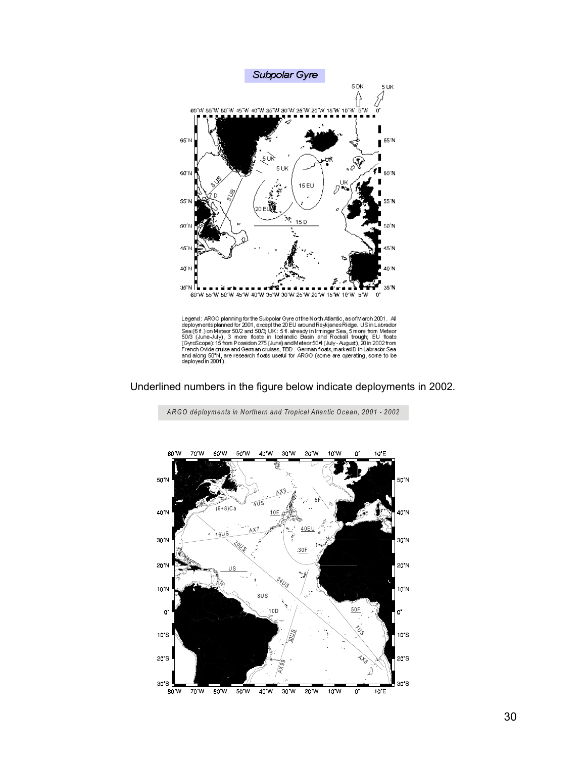**Subpolar Gyre**

Legend: ARGO planning for the Subpolar Gyre of the North Atlantic, as of March 2001. All deployments planned for 2001, except the 20 EU around Reykjanes Ridge. US in Labrador Sea (6 fl.) on Meteor 50/2 and 50/3; UK: 5 fl. already in Irminger Sea, 5 more from Meteor 50/3 (June-July), 3 more floats in Icelandic Basin and Rockall trough; EU floats (GyroScope): 15 from Poseidon 275 (June) and Meteor 50/4 (July - August), 20 in 2002 from French Ovide cruise and German cruises, TBD. German floats, marked D in Labrador Sea and along 50°N, are research floats useful for ARGO (some are operating, some to be deployed in 2001).

Underlined numbers in the figure below indicate deployments in 2002.

*ARGO déployments in Northern and Tropical Atlantic Ocean, 2001 - 2002*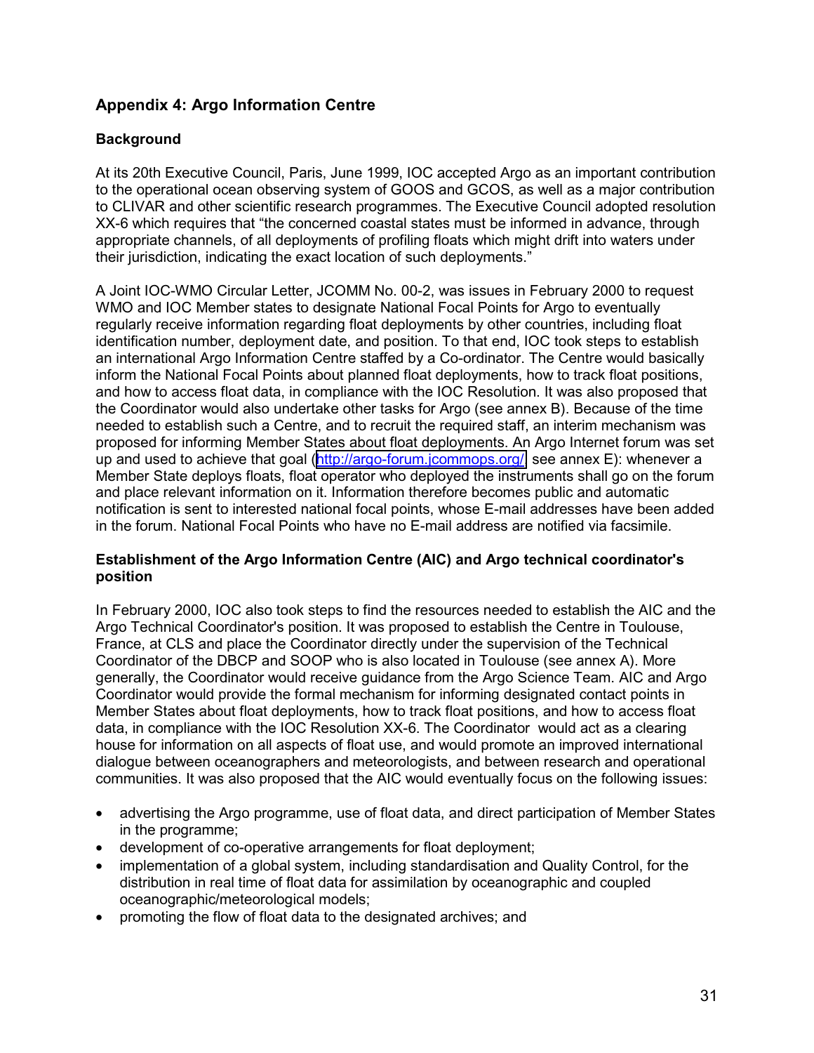## Appendix 4: Argo Information Centre

### Background

At its 20th Executive Council, Paris, June 1999, IOC accepted Argo as an important contribution to the operational ocean observing system of GOOS and GCOS, as well as a major contribution to CLIVAR and other scientific research programmes. The Executive Council adopted resolution XX-6 which requires that "the concerned coastal states must be informed in advance, through appropriate channels, of all deployments of profiling floats which might drift into waters under their jurisdiction, indicating the exact location of such deployments."

A Joint IOC-WMO Circular Letter, JCOMM No. 00-2, was issues in February 2000 to request WMO and IOC Member states to designate National Focal Points for Argo to eventually regularly receive information regarding float deployments by other countries, including float identification number, deployment date, and position. To that end, IOC took steps to establish an international Argo Information Centre staffed by a Co-ordinator. The Centre would basically inform the National Focal Points about planned float deployments, how to track float positions, and how to access float data, in compliance with the IOC Resolution. It was also proposed that the Coordinator would also undertake other tasks for Argo (see annex B). Because of the time needed to establish such a Centre, and to recruit the required staff, an interim mechanism was proposed for informing Member States about float deployments. An Argo Internet forum was set up and used to achieve that goal (http://argo-forum.jcommops.org/, see annex E): whenever a Member State deploys floats, float operator who deployed the instruments shall go on the forum and place relevant information on it. Information therefore becomes public and automatic notification is sent to interested national focal points, whose E-mail addresses have been added in the forum. National Focal Points who have no E-mail address are notified via facsimile.

### Establishment of the Argo Information Centre (AIC) and Argo technical coordinator's position

In February 2000, IOC also took steps to find the resources needed to establish the AIC and the Argo Technical Coordinator's position. It was proposed to establish the Centre in Toulouse, France, at CLS and place the Coordinator directly under the supervision of the Technical Coordinator of the DBCP and SOOP who is also located in Toulouse (see annex A). More generally, the Coordinator would receive guidance from the Argo Science Team. AIC and Argo Coordinator would provide the formal mechanism for informing designated contact points in Member States about float deployments, how to track float positions, and how to access float data, in compliance with the IOC Resolution XX-6. The Coordinator would act as a clearing house for information on all aspects of float use, and would promote an improved international dialogue between oceanographers and meteorologists, and between research and operational communities. It was also proposed that the AIC would eventually focus on the following issues:

- advertising the Argo programme, use of float data, and direct participation of Member States in the programme;
- development of co-operative arrangements for float deployment;
- implementation of a global system, including standardisation and Quality Control, for the distribution in real time of float data for assimilation by oceanographic and coupled oceanographic/meteorological models;
- promoting the flow of float data to the designated archives; and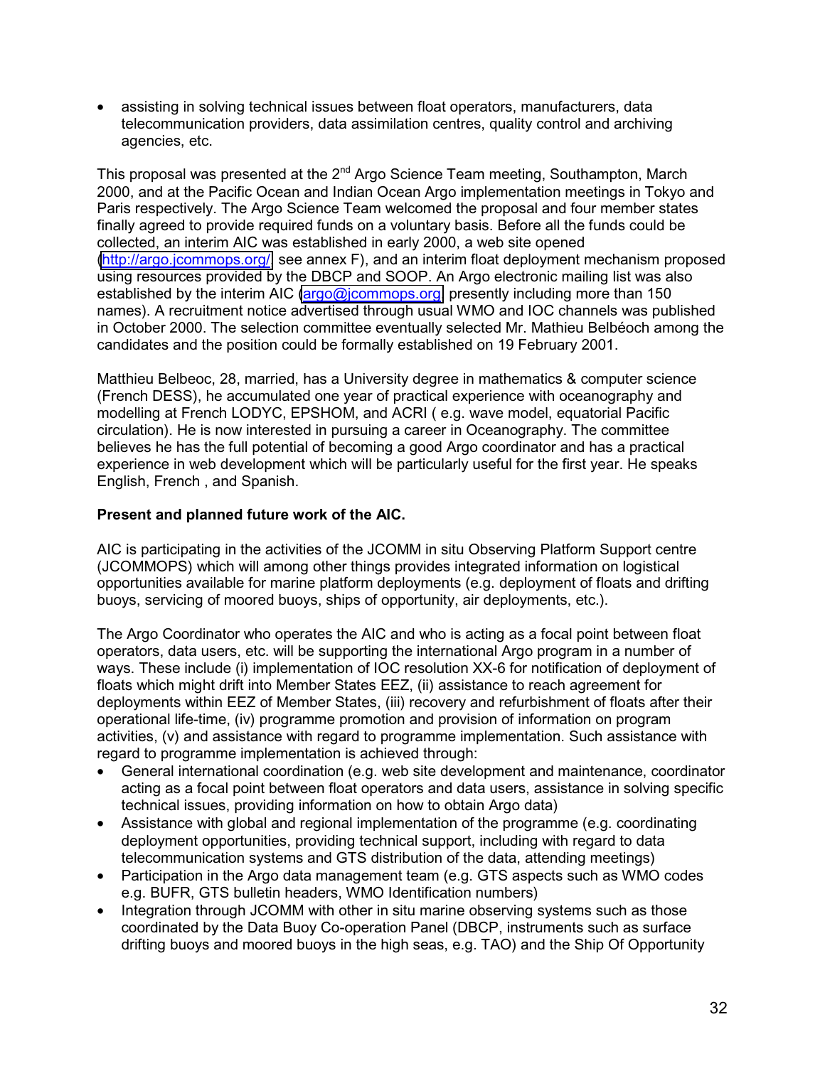- assisting in solving technical issues between float operators, manufacturers, data telecommunication providers, data assimilation centres, quality control and archiving agencies, etc.

This proposal was presented at the 2nd Argo Science Team meeting, Southampton, March 2000, and at the Pacific Ocean and Indian Ocean Argo implementation meetings in Tokyo and Paris respectively. The Argo Science Team welcomed the proposal and four member states finally agreed to provide required funds on a voluntary basis. Before all the funds could be collected, an interim AIC was established in early 2000, a web site opened (http://argo.jcommops.org/, see annex F), and an interim float deployment mechanism proposed using resources provided by the DBCP and SOOP. An Argo electronic mailing list was also established by the interim AIC (argo@jcommops.org, presently including more than 150 names). A recruitment notice advertised through usual WMO and IOC channels was published in October 2000. The selection committee eventually selected Mr. Mathieu Belbéoch among the candidates and the position could be formally established on 19 February 2001.

Matthieu Belbeoc, 28, married, has a University degree in mathematics & computer science (French DESS), he accumulated one year of practical experience with oceanography and modelling at French LODYC, EPSHOM, and ACRI ( e.g. wave model, equatorial Pacific circulation). He is now interested in pursuing a career in Oceanography. The committee believes he has the full potential of becoming a good Argo coordinator and has a practical experience in web development which will be particularly useful for the first year. He speaks English, French , and Spanish.

**Present and planned future work of the AIC.**

AIC is participating in the activities of the JCOMM in situ Observing Platform Support centre (JCOMMOPS) which will among other things provides integrated information on logistical opportunities available for marine platform deployments (e.g. deployment of floats and drifting buoys, servicing of moored buoys, ships of opportunity, air deployments, etc.).

The Argo Coordinator who operates the AIC and who is acting as a focal point between float operators, data users, etc. will be supporting the international Argo program in a number of ways. These include (i) implementation of IOC resolution XX-6 for notification of deployment of floats which might drift into Member States EEZ, (ii) assistance to reach agreement for deployments within EEZ of Member States, (iii) recovery and refurbishment of floats after their operational life-time, (iv) programme promotion and provision of information on program activities, (v) and assistance with regard to programme implementation. Such assistance with regard to programme implementation is achieved through:

- General international coordination (e.g. web site development and maintenance, coordinator acting as a focal point between float operators and data users, assistance in solving specific technical issues, providing information on how to obtain Argo data)
- Assistance with global and regional implementation of the programme (e.g. coordinating deployment opportunities, providing technical support, including with regard to data telecommunication systems and GTS distribution of the data, attending meetings)
- Participation in the Argo data management team (e.g. GTS aspects such as WMO codes e.g. BUFR, GTS bulletin headers, WMO Identification numbers)
- Integration through JCOMM with other in situ marine observing systems such as those coordinated by the Data Buoy Co-operation Panel (DBCP, instruments such as surface drifting buoys and moored buoys in the high seas, e.g. TAO) and the Ship Of Opportunity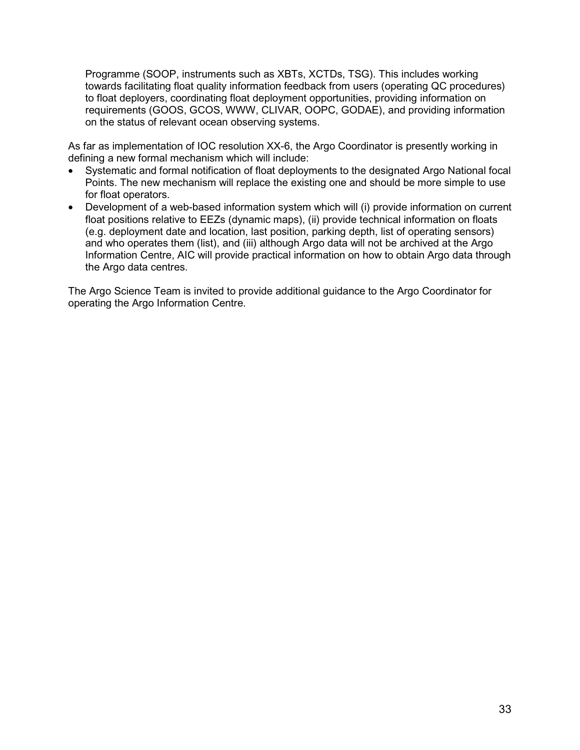Programme (SOOP, instruments such as XBTs, XCTDs, TSG). This includes working towards facilitating float quality information feedback from users (operating QC procedures) to float deployers, coordinating float deployment opportunities, providing information on requirements (GOOS, GCOS, WWW, CLIVAR, OOPC, GODAE), and providing information on the status of relevant ocean observing systems.

As far as implementation of IOC resolution XX-6, the Argo Coordinator is presently working in defining a new formal mechanism which will include:

- Systematic and formal notification of float deployments to the designated Argo National focal Points. The new mechanism will replace the existing one and should be more simple to use for float operators.
- Development of a web-based information system which will (i) provide information on current float positions relative to EEZs (dynamic maps), (ii) provide technical information on floats (e.g. deployment date and location, last position, parking depth, list of operating sensors) and who operates them (list), and (iii) although Argo data will not be archived at the Argo Information Centre, AIC will provide practical information on how to obtain Argo data through the Argo data centres.

The Argo Science Team is invited to provide additional guidance to the Argo Coordinator for operating the Argo Information Centre.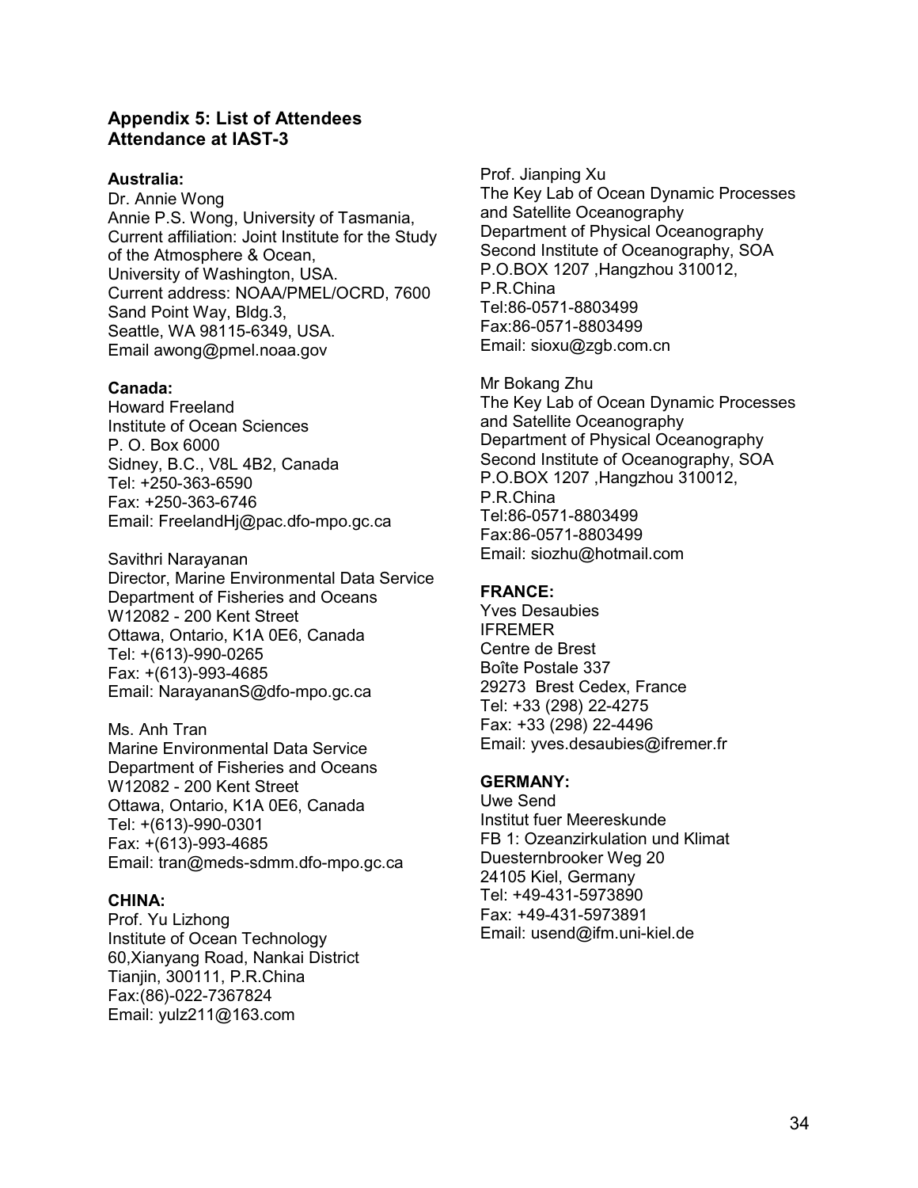## Appendix 5: List of Attendees
## Attendance at IAST-3

**Australia:**

Dr. Annie Wong
Annie P.S. Wong, University of Tasmania,
Current affiliation: Joint Institute for the Study of the Atmosphere & Ocean,
University of Washington, USA.
Current address: NOAA/PMEL/OCRD, 7600 Sand Point Way, Bldg.3,
Seattle, WA 98115-6349, USA.
Email awong@pmel.noaa.gov

**Canada:**

Howard Freeland
Institute of Ocean Sciences
P. O. Box 6000
Sidney, B.C., V8L 4B2, Canada
Tel: +250-363-6590
Fax: +250-363-6746
Email: FreelandHj@pac.dfo-mpo.gc.ca

Savithri Narayanan
Director, Marine Environmental Data Service
Department of Fisheries and Oceans
W12082 - 200 Kent Street
Ottawa, Ontario, K1A 0E6, Canada
Tel: +(613)-990-0265
Fax: +(613)-993-4685
Email: NarayananS@dfo-mpo.gc.ca

Ms. Anh Tran
Marine Environmental Data Service
Department of Fisheries and Oceans
W12082 - 200 Kent Street
Ottawa, Ontario, K1A 0E6, Canada
Tel: +(613)-990-0301
Fax: +(613)-993-4685
Email: tran@meds-sdmm.dfo-mpo.gc.ca

**CHINA:**

Prof. Yu Lizhong
Institute of Ocean Technology
60,Xianyang Road, Nankai District
Tianjin, 300111, P.R.China
Fax:(86)-022-7367824
Email: yulz211@163.com

Prof. Jianping Xu
The Key Lab of Ocean Dynamic Processes and Satellite Oceanography
Department of Physical Oceanography
Second Institute of Oceanography, SOA
P.O.BOX 1207 ,Hangzhou 310012,
P.R.China
Tel:86-0571-8803499
Fax:86-0571-8803499
Email: sioxu@zgb.com.cn

Mr Bokang Zhu
The Key Lab of Ocean Dynamic Processes and Satellite Oceanography
Department of Physical Oceanography
Second Institute of Oceanography, SOA
P.O.BOX 1207 ,Hangzhou 310012,
P.R.China
Tel:86-0571-8803499
Fax:86-0571-8803499
Email: siozhu@hotmail.com

**FRANCE:**

Yves Desaubies
IFREMER
Centre de Brest
Boîte Postale 337
29273 Brest Cedex, France
Tel: +33 (298) 22-4275
Fax: +33 (298) 22-4496
Email: yves.desaubies@ifremer.fr

**GERMANY:**

Uwe Send
Institut fuer Meereskunde
FB 1: Ozeanzirkulation und Klimat
Duesternbrooker Weg 20
24105 Kiel, Germany
Tel: +49-431-5973890
Fax: +49-431-5973891
Email: usend@ifm.uni-kiel.de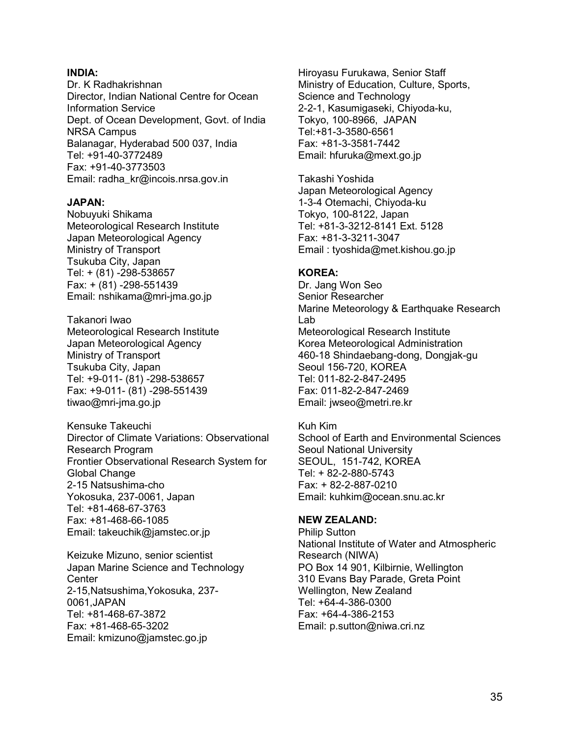**INDIA:**

Dr. K Radhakrishnan
Director, Indian National Centre for Ocean Information Service
Dept. of Ocean Development, Govt. of India
NRSA Campus
Balanagar, Hyderabad 500 037, India
Tel: +91-40-3772489
Fax: +91-40-3773503
Email: radha_kr@incois.nrsa.gov.in

**JAPAN:**

Nobuyuki Shikama
Meteorological Research Institute
Japan Meteorological Agency
Ministry of Transport
Tsukuba City, Japan
Tel: + (81) -298-538657
Fax: + (81) -298-551439
Email: nshikama@mri-jma.go.jp

Takanori Iwao
Meteorological Research Institute
Japan Meteorological Agency
Ministry of Transport
Tsukuba City, Japan
Tel: +9-011- (81) -298-538657
Fax: +9-011- (81) -298-551439
tiwao@mri-jma.go.jp

Kensuke Takeuchi
Director of Climate Variations: Observational Research Program
Frontier Observational Research System for Global Change
2-15 Natsushima-cho
Yokosuka, 237-0061, Japan
Tel: +81-468-67-3763
Fax: +81-468-66-1085
Email: takeuchik@jamstec.or.jp

Keizuke Mizuno, senior scientist
Japan Marine Science and Technology Center
2-15,Natsushima,Yokosuka, 237-0061,JAPAN
Tel: +81-468-67-3872
Fax: +81-468-65-3202
Email: kmizuno@jamstec.go.jp

Hiroyasu Furukawa, Senior Staff
Ministry of Education, Culture, Sports, Science and Technology
2-2-1, Kasumigaseki, Chiyoda-ku,
Tokyo, 100-8966, JAPAN
Tel:+81-3-3580-6561
Fax: +81-3-3581-7442
Email: hfuruka@mext.go.jp

Takashi Yoshida
Japan Meteorological Agency
1-3-4 Otemachi, Chiyoda-ku
Tokyo, 100-8122, Japan
Tel: +81-3-3212-8141 Ext. 5128
Fax: +81-3-3211-3047
Email : tyoshida@met.kishou.go.jp

**KOREA:**

Dr. Jang Won Seo
Senior Researcher
Marine Meteorology & Earthquake Research Lab
Meteorological Research Institute
Korea Meteorological Administration
460-18 Shindaebang-dong, Dongjak-gu
Seoul 156-720, KOREA
Tel: 011-82-2-847-2495
Fax: 011-82-2-847-2469
Email: jwseo@metri.re.kr

Kuh Kim
School of Earth and Environmental Sciences
Seoul National University
SEOUL, 151-742, KOREA
Tel: + 82-2-880-5743
Fax: + 82-2-887-0210
Email: kuhkim@ocean.snu.ac.kr

**NEW ZEALAND:**

Philip Sutton
National Institute of Water and Atmospheric Research (NIWA)
PO Box 14 901, Kilbirnie, Wellington
310 Evans Bay Parade, Greta Point
Wellington, New Zealand
Tel: +64-4-386-0300
Fax: +64-4-386-2153
Email: p.sutton@niwa.cri.nz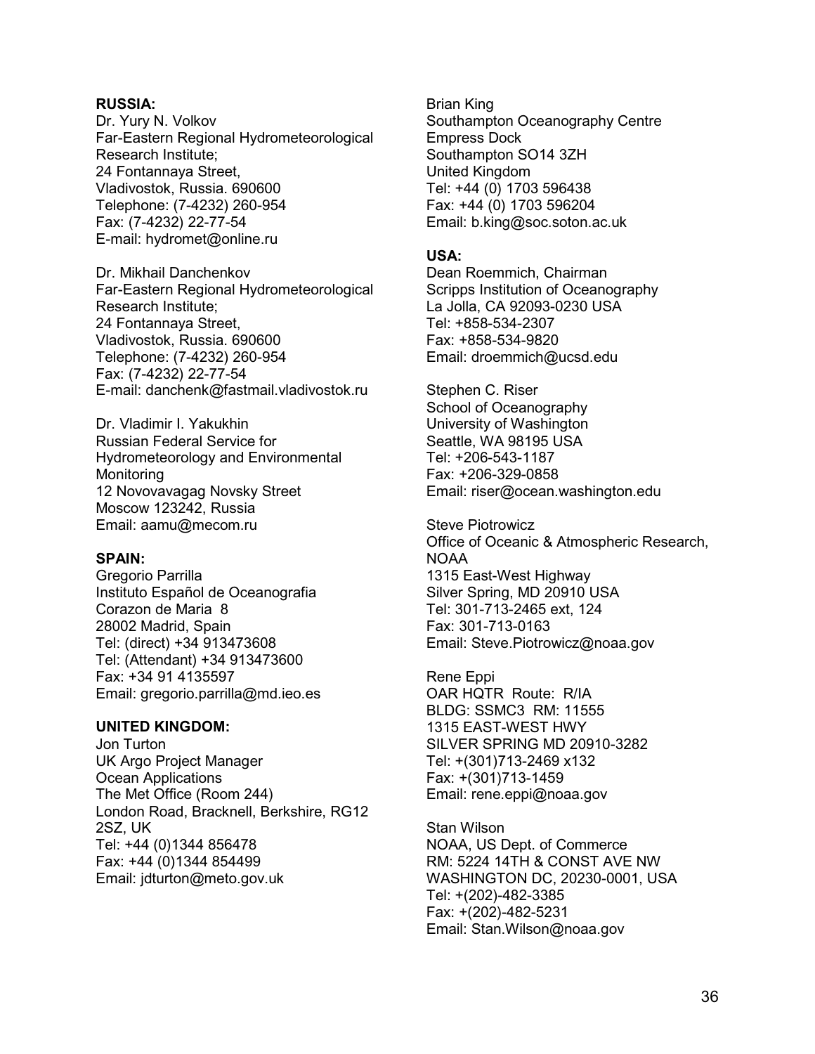**RUSSIA:**
Dr. Yury N. Volkov
Far-Eastern Regional Hydrometeorological Research Institute;
24 Fontannaya Street,
Vladivostok, Russia. 690600
Telephone: (7-4232) 260-954
Fax: (7-4232) 22-77-54
E-mail: hydromet@online.ru

Dr. Mikhail Danchenkov
Far-Eastern Regional Hydrometeorological Research Institute;
24 Fontannaya Street,
Vladivostok, Russia. 690600
Telephone: (7-4232) 260-954
Fax: (7-4232) 22-77-54
E-mail: danchenk@fastmail.vladivostok.ru

Dr. Vladimir I. Yakukhin
Russian Federal Service for Hydrometeorology and Environmental Monitoring
12 Novovavagag Novsky Street
Moscow 123242, Russia
Email: aamu@mecom.ru

**SPAIN:**
Gregorio Parrilla
Instituto Español de Oceanografia
Corazon de Maria 8
28002 Madrid, Spain
Tel: (direct) +34 913473608
Tel: (Attendant) +34 913473600
Fax: +34 91 4135597
Email: gregorio.parrilla@md.ieo.es

**UNITED KINGDOM:**
Jon Turton
UK Argo Project Manager
Ocean Applications
The Met Office (Room 244)
London Road, Bracknell, Berkshire, RG12 2SZ, UK
Tel: +44 (0)1344 856478
Fax: +44 (0)1344 854499
Email: jdturton@meto.gov.uk

Brian King
Southampton Oceanography Centre
Empress Dock
Southampton SO14 3ZH
United Kingdom
Tel: +44 (0) 1703 596438
Fax: +44 (0) 1703 596204
Email: b.king@soc.soton.ac.uk

**USA:**
Dean Roemmich, Chairman
Scripps Institution of Oceanography
La Jolla, CA 92093-0230 USA
Tel: +858-534-2307
Fax: +858-534-9820
Email: droemmich@ucsd.edu

Stephen C. Riser
School of Oceanography
University of Washington
Seattle, WA 98195 USA
Tel: +206-543-1187
Fax: +206-329-0858
Email: riser@ocean.washington.edu

Steve Piotrowicz
Office of Oceanic & Atmospheric Research, NOAA
1315 East-West Highway
Silver Spring, MD 20910 USA
Tel: 301-713-2465 ext, 124
Fax: 301-713-0163
Email: Steve.Piotrowicz@noaa.gov

Rene Eppi
OAR HQTR Route: R/IA
BLDG: SSMC3 RM: 11555
1315 EAST-WEST HWY
SILVER SPRING MD 20910-3282
Tel: +(301)713-2469 x132
Fax: +(301)713-1459
Email: rene.eppi@noaa.gov

Stan Wilson
NOAA, US Dept. of Commerce
RM: 5224 14TH & CONST AVE NW
WASHINGTON DC, 20230-0001, USA
Tel: +(202)-482-3385
Fax: +(202)-482-5231
Email: Stan.Wilson@noaa.gov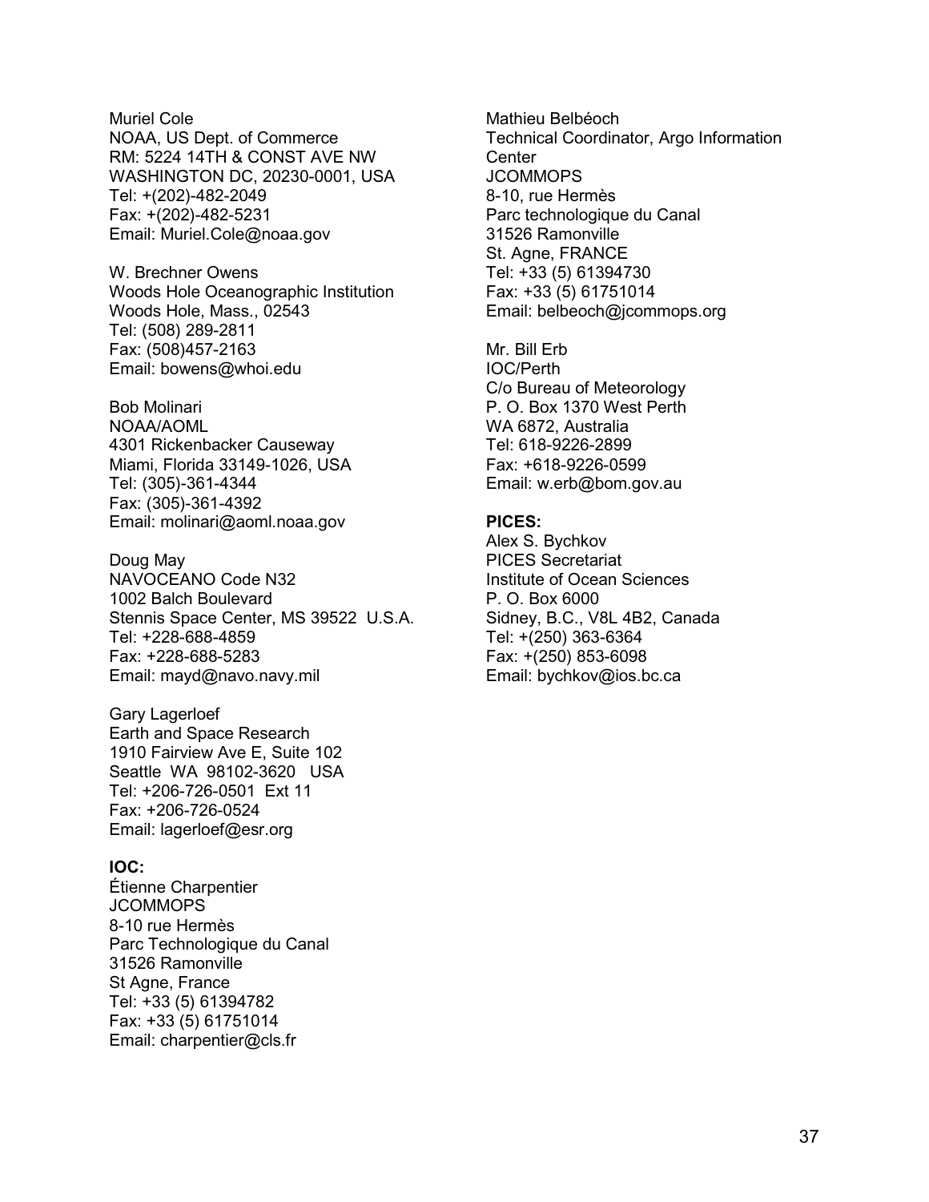Muriel Cole
NOAA, US Dept. of Commerce
RM: 5224 14TH & CONST AVE NW
WASHINGTON DC, 20230-0001, USA
Tel: +(202)-482-2049
Fax: +(202)-482-5231
Email: Muriel.Cole@noaa.gov

W. Brechner Owens
Woods Hole Oceanographic Institution
Woods Hole, Mass., 02543
Tel: (508) 289-2811
Fax: (508)457-2163
Email: bowens@whoi.edu

Bob Molinari
NOAA/AOML
4301 Rickenbacker Causeway
Miami, Florida 33149-1026, USA
Tel: (305)-361-4344
Fax: (305)-361-4392
Email: molinari@aoml.noaa.gov

Doug May
NAVOCEANO Code N32
1002 Balch Boulevard
Stennis Space Center, MS 39522 U.S.A.
Tel: +228-688-4859
Fax: +228-688-5283
Email: mayd@navo.navy.mil

Gary Lagerloef
Earth and Space Research
1910 Fairview Ave E, Suite 102
Seattle WA 98102-3620 USA
Tel: +206-726-0501 Ext 11
Fax: +206-726-0524
Email: lagerloef@esr.org

**IOC:**
Étienne Charpentier
JCOMMOPS
8-10 rue Hermès
Parc Technologique du Canal
31526 Ramonville
St Agne, France
Tel: +33 (5) 61394782
Fax: +33 (5) 61751014
Email: charpentier@cls.fr

Mathieu Belbéoch
Technical Coordinator, Argo Information Center
JCOMMOPS
8-10, rue Hermès
Parc technologique du Canal
31526 Ramonville
St. Agne, FRANCE
Tel: +33 (5) 61394730
Fax: +33 (5) 61751014
Email: belbeoch@jcommops.org

Mr. Bill Erb
IOC/Perth
C/o Bureau of Meteorology
P. O. Box 1370 West Perth
WA 6872, Australia
Tel: 618-9226-2899
Fax: +618-9226-0599
Email: w.erb@bom.gov.au

**PICES:**
Alex S. Bychkov
PICES Secretariat
Institute of Ocean Sciences
P. O. Box 6000
Sidney, B.C., V8L 4B2, Canada
Tel: +(250) 363-6364
Fax: +(250) 853-6098
Email: bychkov@ios.bc.ca